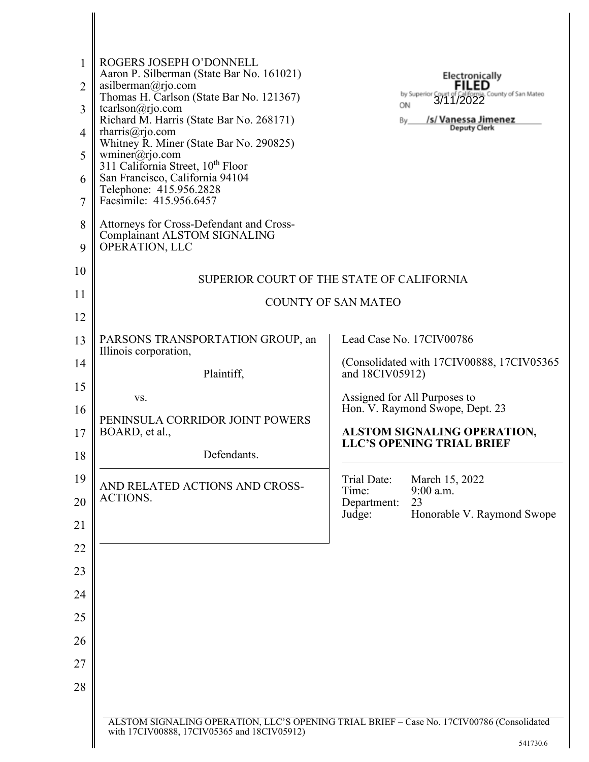ROGERS JOSEPH O'DONNELL
Aaron P. Silberman (State Bar No. 161021)
asilberman@rjo.com
Thomas H. Carlson (State Bar No. 121367)
tcarlson@rjo.com
Richard M. Harris (State Bar No. 268171)
rharris@rjo.com
Whitney R. Miner (State Bar No. 290825)
wminer@rjo.com
311 California Street, 10th Floor
San Francisco, California 94104
Telephone: 415.956.2828
Facsimile: 415.956.6457

Attorneys for Cross-Defendant and Cross-Complainant ALSTOM SIGNALING OPERATION, LLC

Electronically FILED by Superior Court of California, County of San Mateo ON 3/11/2022 By /s/ Vanessa Jimenez Deputy Clerk

SUPERIOR COURT OF THE STATE OF CALIFORNIA

COUNTY OF SAN MATEO

| | |
|---|---|
| PARSONS TRANSPORTATION GROUP, an Illinois corporation,<br><br>Plaintiff,<br><br>vs.<br><br>PENINSULA CORRIDOR JOINT POWERS BOARD, et al.,<br><br>Defendants. | Lead Case No. 17CIV00786<br><br>(Consolidated with 17CIV00888, 17CIV05365 and 18CIV05912)<br><br>Assigned for All Purposes to Hon. V. Raymond Swope, Dept. 23<br><br>**ALSTOM SIGNALING OPERATION, LLC'S OPENING TRIAL BRIEF** |
| AND RELATED ACTIONS AND CROSS-ACTIONS. | Trial Date: March 15, 2022<br>Time: 9:00 a.m.<br>Department: 23<br>Judge: Honorable V. Raymond Swope |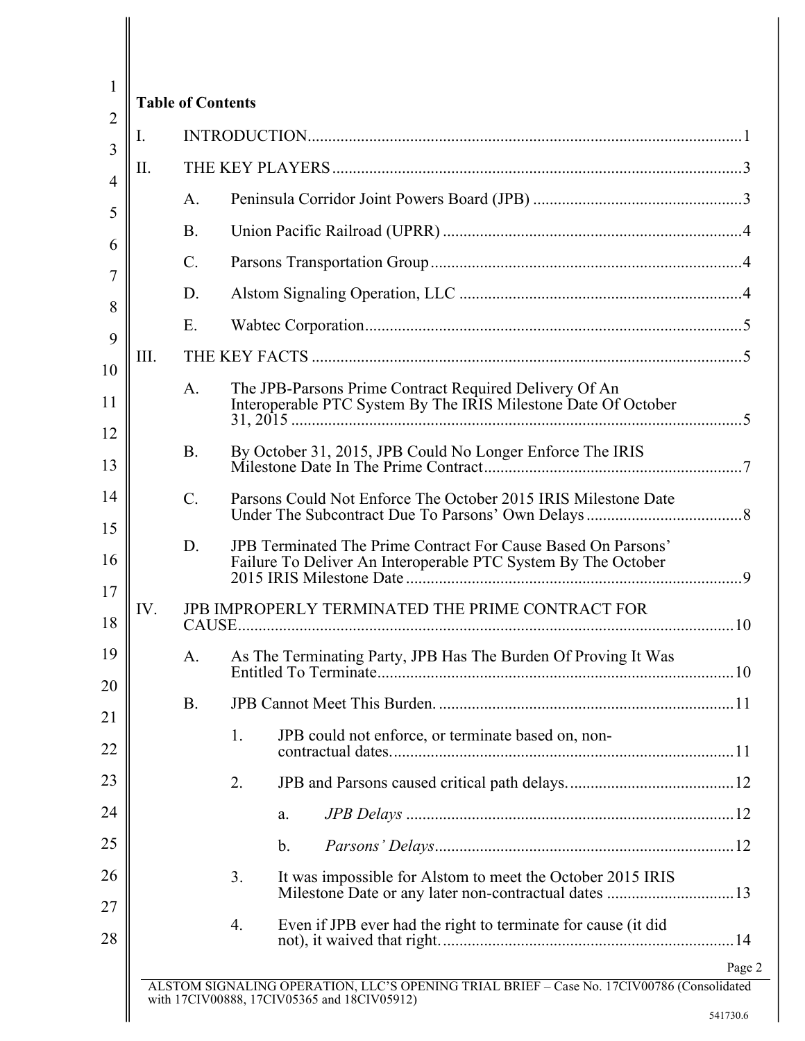**Table of Contents**

I. INTRODUCTION ..... 1

II. THE KEY PLAYERS ..... 3

- A. Peninsula Corridor Joint Powers Board (JPB) ..... 3
- B. Union Pacific Railroad (UPRR) ..... 4
- C. Parsons Transportation Group ..... 4
- D. Alstom Signaling Operation, LLC ..... 4
- E. Wabtec Corporation ..... 5

III. THE KEY FACTS ..... 5

- A. The JPB-Parsons Prime Contract Required Delivery Of An Interoperable PTC System By The IRIS Milestone Date Of October 31, 2015 ..... 5
- B. By October 31, 2015, JPB Could No Longer Enforce The IRIS Milestone Date In The Prime Contract ..... 7
- C. Parsons Could Not Enforce The October 2015 IRIS Milestone Date Under The Subcontract Due To Parsons' Own Delays ..... 8
- D. JPB Terminated The Prime Contract For Cause Based On Parsons' Failure To Deliver An Interoperable PTC System By The October 2015 IRIS Milestone Date ..... 9

IV. JPB IMPROPERLY TERMINATED THE PRIME CONTRACT FOR CAUSE ..... 10

- A. As The Terminating Party, JPB Has The Burden Of Proving It Was Entitled To Terminate ..... 10
- B. JPB Cannot Meet This Burden. ..... 11
  1. JPB could not enforce, or terminate based on, non-contractual dates. ..... 11
  2. JPB and Parsons caused critical path delays. ..... 12
     - a. *JPB Delays* ..... 12
     - b. *Parsons' Delays* ..... 12
  3. It was impossible for Alstom to meet the October 2015 IRIS Milestone Date or any later non-contractual dates ..... 13
  4. Even if JPB ever had the right to terminate for cause (it did not), it waived that right. ..... 14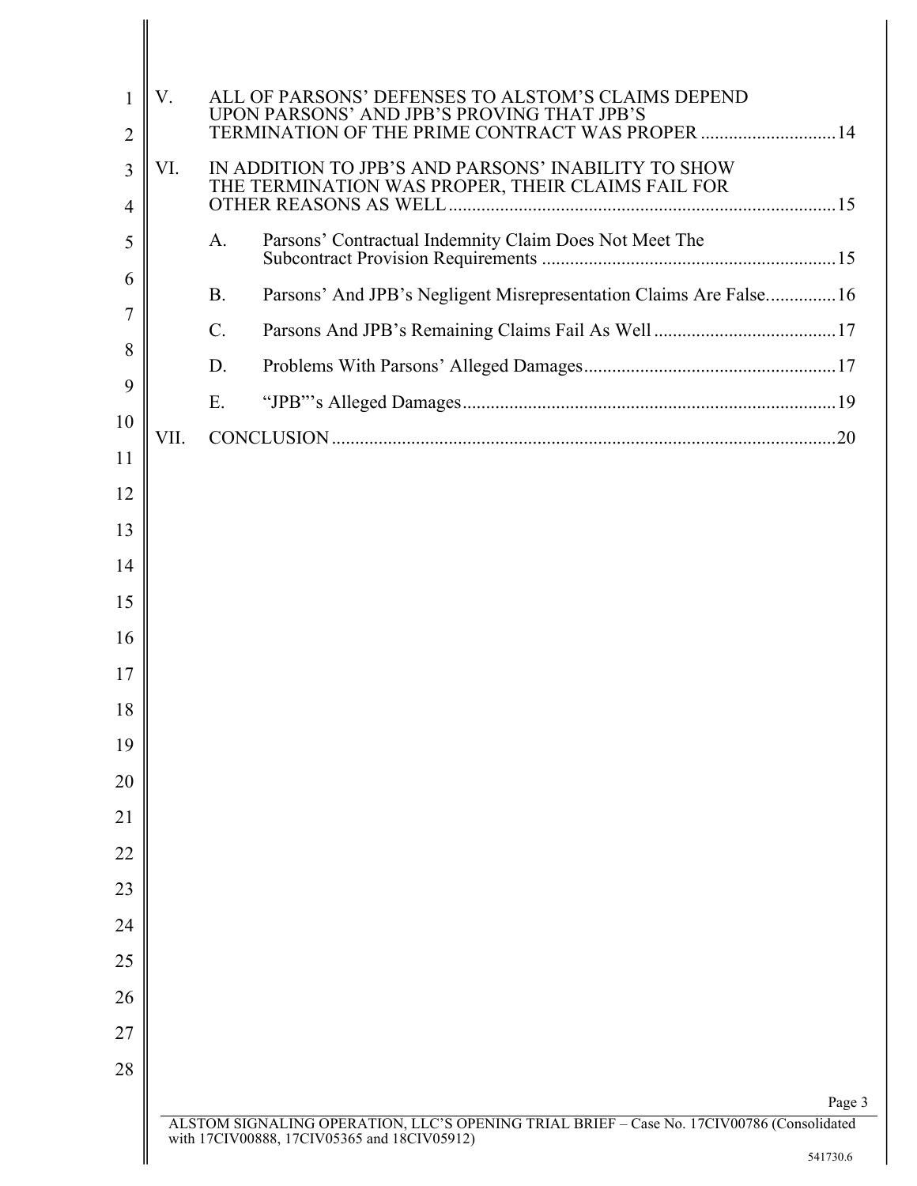V. ALL OF PARSONS' DEFENSES TO ALSTOM'S CLAIMS DEPEND UPON PARSONS' AND JPB'S PROVING THAT JPB'S TERMINATION OF THE PRIME CONTRACT WAS PROPER ............................14

VI. IN ADDITION TO JPB'S AND PARSONS' INABILITY TO SHOW THE TERMINATION WAS PROPER, THEIR CLAIMS FAIL FOR OTHER REASONS AS WELL ..................................................................................15

A. Parsons' Contractual Indemnity Claim Does Not Meet The Subcontract Provision Requirements ..............................................................15

B. Parsons' And JPB's Negligent Misrepresentation Claims Are False...............16

C. Parsons And JPB's Remaining Claims Fail As Well .......................................17

D. Problems With Parsons' Alleged Damages......................................................17

E. "JPB"'s Alleged Damages................................................................................19

VII. CONCLUSION ...........................................................................................................20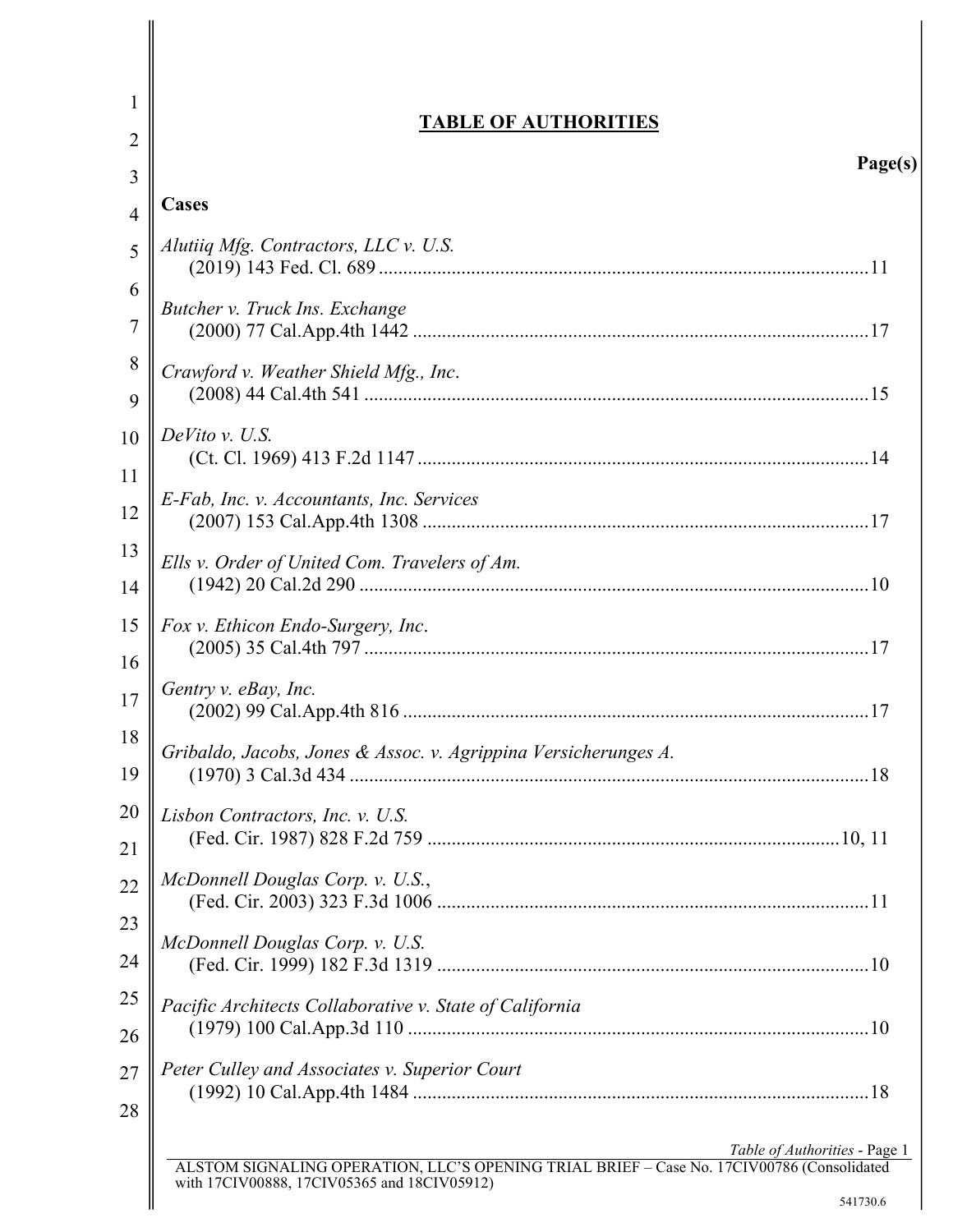## TABLE OF AUTHORITIES

**Page(s)**

**Cases**

*Alutiiq Mfg. Contractors, LLC v. U.S.*
(2019) 143 Fed. Cl. 689 .......... 11

*Butcher v. Truck Ins. Exchange*
(2000) 77 Cal.App.4th 1442 .......... 17

*Crawford v. Weather Shield Mfg., Inc*.
(2008) 44 Cal.4th 541 .......... 15

*DeVito v. U.S.*
(Ct. Cl. 1969) 413 F.2d 1147 .......... 14

*E-Fab, Inc. v. Accountants, Inc. Services*
(2007) 153 Cal.App.4th 1308 .......... 17

*Ells v. Order of United Com. Travelers of Am.*
(1942) 20 Cal.2d 290 .......... 10

*Fox v. Ethicon Endo-Surgery, Inc*.
(2005) 35 Cal.4th 797 .......... 17

*Gentry v. eBay, Inc.*
(2002) 99 Cal.App.4th 816 .......... 17

*Gribaldo, Jacobs, Jones & Assoc. v. Agrippina Versicherunges A.*
(1970) 3 Cal.3d 434 .......... 18

*Lisbon Contractors, Inc. v. U.S.*
(Fed. Cir. 1987) 828 F.2d 759 .......... 10, 11

*McDonnell Douglas Corp. v. U.S.*,
(Fed. Cir. 2003) 323 F.3d 1006 .......... 11

*McDonnell Douglas Corp. v. U.S.*
(Fed. Cir. 1999) 182 F.3d 1319 .......... 10

*Pacific Architects Collaborative v. State of California*
(1979) 100 Cal.App.3d 110 .......... 10

*Peter Culley and Associates v. Superior Court*
(1992) 10 Cal.App.4th 1484 .......... 18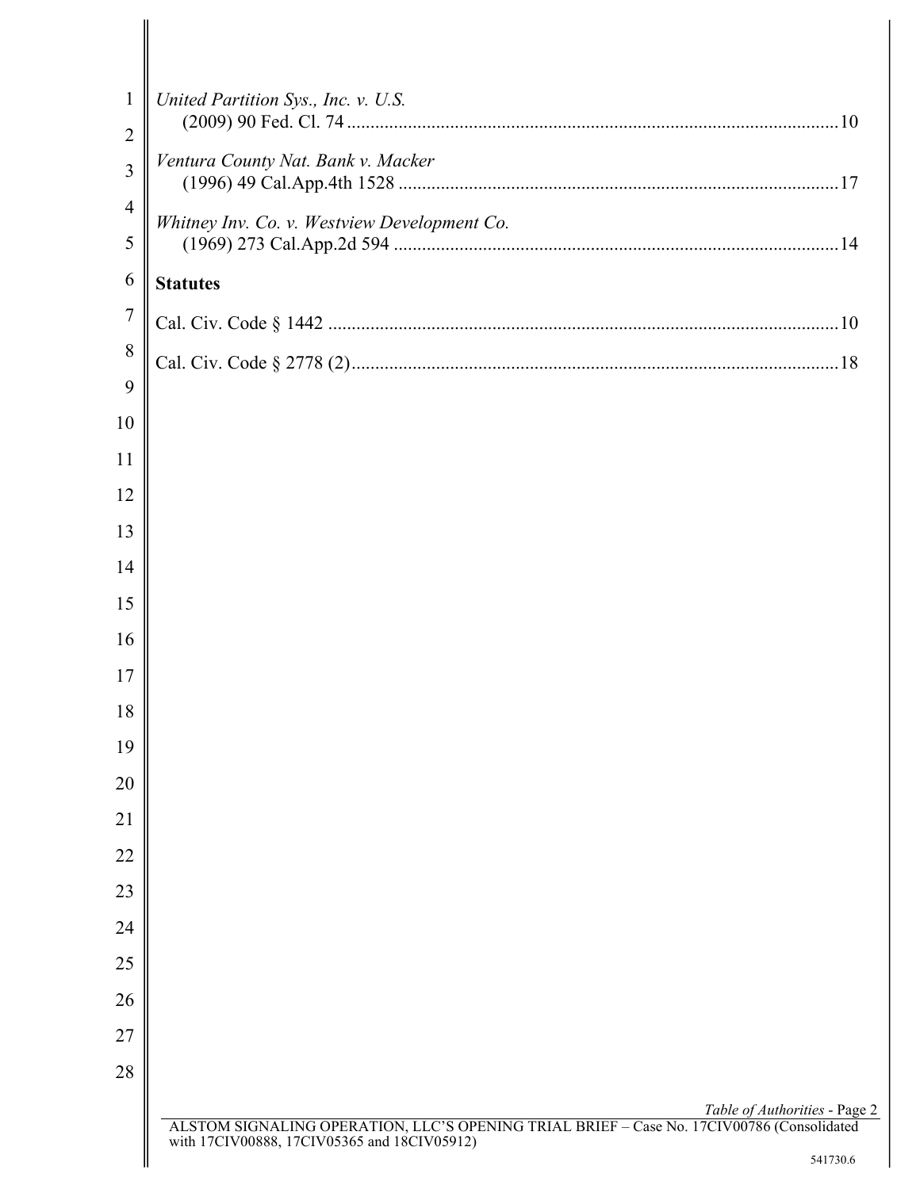*United Partition Sys., Inc. v. U.S.*
(2009) 90 Fed. Cl. 74 .......................................................................................................10

*Ventura County Nat. Bank v. Macker*
(1996) 49 Cal.App.4th 1528 ............................................................................................17

*Whitney Inv. Co. v. Westview Development Co.*
(1969) 273 Cal.App.2d 594 .............................................................................................14

**Statutes**

Cal. Civ. Code § 1442 ..........................................................................................................10

Cal. Civ. Code § 2778 (2).....................................................................................................18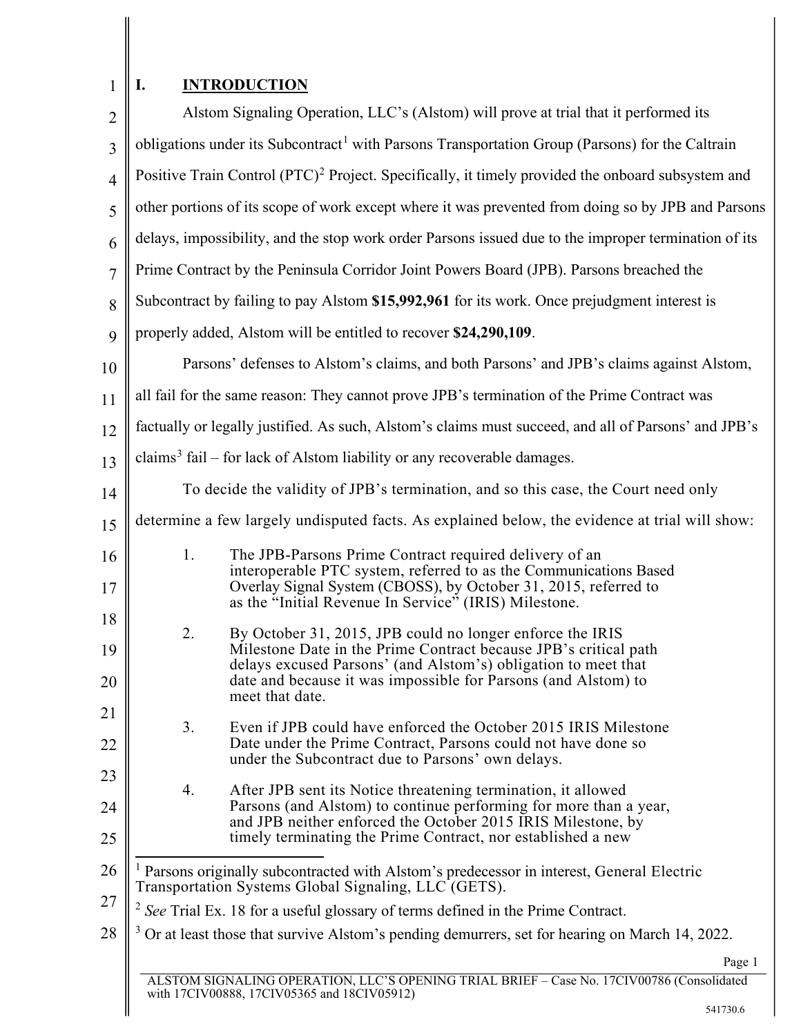## I. INTRODUCTION

Alstom Signaling Operation, LLC's (Alstom) will prove at trial that it performed its obligations under its Subcontract[1] with Parsons Transportation Group (Parsons) for the Caltrain Positive Train Control (PTC)[2] Project. Specifically, it timely provided the onboard subsystem and other portions of its scope of work except where it was prevented from doing so by JPB and Parsons delays, impossibility, and the stop work order Parsons issued due to the improper termination of its Prime Contract by the Peninsula Corridor Joint Powers Board (JPB). Parsons breached the Subcontract by failing to pay Alstom **$15,992,961** for its work. Once prejudgment interest is properly added, Alstom will be entitled to recover **$24,290,109**.

Parsons' defenses to Alstom's claims, and both Parsons' and JPB's claims against Alstom, all fail for the same reason: They cannot prove JPB's termination of the Prime Contract was factually or legally justified. As such, Alstom's claims must succeed, and all of Parsons' and JPB's claims[3] fail – for lack of Alstom liability or any recoverable damages.

To decide the validity of JPB's termination, and so this case, the Court need only determine a few largely undisputed facts. As explained below, the evidence at trial will show:

1. The JPB-Parsons Prime Contract required delivery of an interoperable PTC system, referred to as the Communications Based Overlay Signal System (CBOSS), by October 31, 2015, referred to as the "Initial Revenue In Service" (IRIS) Milestone.

2. By October 31, 2015, JPB could no longer enforce the IRIS Milestone Date in the Prime Contract because JPB's critical path delays excused Parsons' (and Alstom's) obligation to meet that date and because it was impossible for Parsons (and Alstom) to meet that date.

3. Even if JPB could have enforced the October 2015 IRIS Milestone Date under the Prime Contract, Parsons could not have done so under the Subcontract due to Parsons' own delays.

4. After JPB sent its Notice threatening termination, it allowed Parsons (and Alstom) to continue performing for more than a year, and JPB neither enforced the October 2015 IRIS Milestone, by timely terminating the Prime Contract, nor established a new

---

[1] Parsons originally subcontracted with Alstom's predecessor in interest, General Electric Transportation Systems Global Signaling, LLC (GETS).

[2] *See* Trial Ex. 18 for a useful glossary of terms defined in the Prime Contract.

[3] Or at least those that survive Alstom's pending demurrers, set for hearing on March 14, 2022.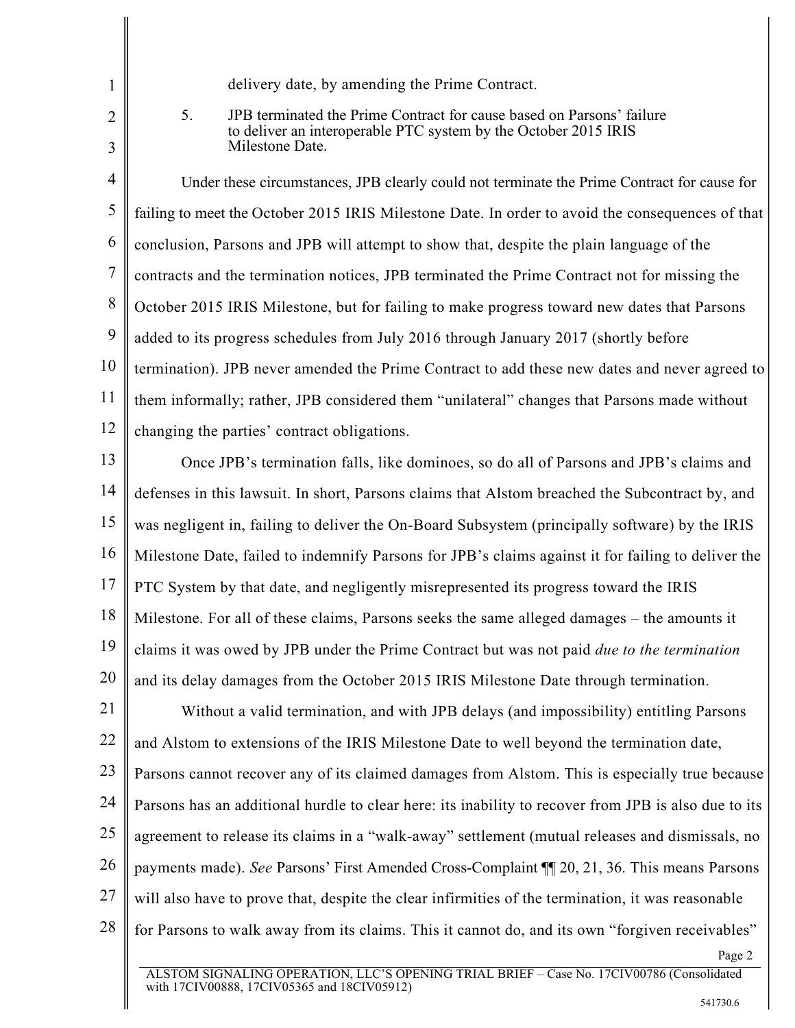delivery date, by amending the Prime Contract.

5. JPB terminated the Prime Contract for cause based on Parsons' failure to deliver an interoperable PTC system by the October 2015 IRIS Milestone Date.

Under these circumstances, JPB clearly could not terminate the Prime Contract for cause for failing to meet the October 2015 IRIS Milestone Date. In order to avoid the consequences of that conclusion, Parsons and JPB will attempt to show that, despite the plain language of the contracts and the termination notices, JPB terminated the Prime Contract not for missing the October 2015 IRIS Milestone, but for failing to make progress toward new dates that Parsons added to its progress schedules from July 2016 through January 2017 (shortly before termination). JPB never amended the Prime Contract to add these new dates and never agreed to them informally; rather, JPB considered them "unilateral" changes that Parsons made without changing the parties' contract obligations.

Once JPB's termination falls, like dominoes, so do all of Parsons and JPB's claims and defenses in this lawsuit. In short, Parsons claims that Alstom breached the Subcontract by, and was negligent in, failing to deliver the On-Board Subsystem (principally software) by the IRIS Milestone Date, failed to indemnify Parsons for JPB's claims against it for failing to deliver the PTC System by that date, and negligently misrepresented its progress toward the IRIS Milestone. For all of these claims, Parsons seeks the same alleged damages – the amounts it claims it was owed by JPB under the Prime Contract but was not paid *due to the termination* and its delay damages from the October 2015 IRIS Milestone Date through termination.

Without a valid termination, and with JPB delays (and impossibility) entitling Parsons and Alstom to extensions of the IRIS Milestone Date to well beyond the termination date, Parsons cannot recover any of its claimed damages from Alstom. This is especially true because Parsons has an additional hurdle to clear here: its inability to recover from JPB is also due to its agreement to release its claims in a "walk-away" settlement (mutual releases and dismissals, no payments made). *See* Parsons' First Amended Cross-Complaint ¶¶ 20, 21, 36. This means Parsons will also have to prove that, despite the clear infirmities of the termination, it was reasonable for Parsons to walk away from its claims. This it cannot do, and its own "forgiven receivables"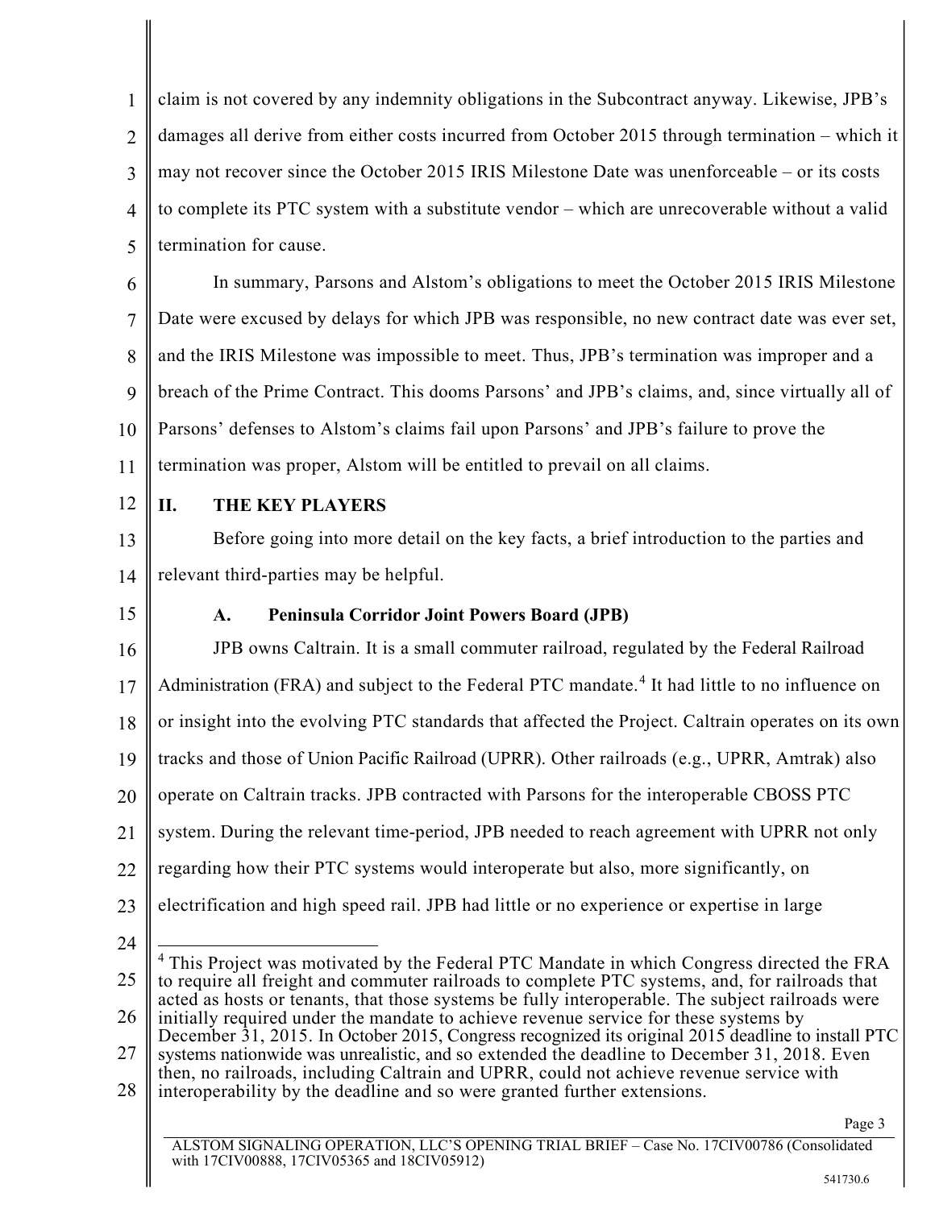claim is not covered by any indemnity obligations in the Subcontract anyway. Likewise, JPB's damages all derive from either costs incurred from October 2015 through termination – which it may not recover since the October 2015 IRIS Milestone Date was unenforceable – or its costs to complete its PTC system with a substitute vendor – which are unrecoverable without a valid termination for cause.

In summary, Parsons and Alstom's obligations to meet the October 2015 IRIS Milestone Date were excused by delays for which JPB was responsible, no new contract date was ever set, and the IRIS Milestone was impossible to meet. Thus, JPB's termination was improper and a breach of the Prime Contract. This dooms Parsons' and JPB's claims, and, since virtually all of Parsons' defenses to Alstom's claims fail upon Parsons' and JPB's failure to prove the termination was proper, Alstom will be entitled to prevail on all claims.

## II. THE KEY PLAYERS

Before going into more detail on the key facts, a brief introduction to the parties and relevant third-parties may be helpful.

### A. Peninsula Corridor Joint Powers Board (JPB)

JPB owns Caltrain. It is a small commuter railroad, regulated by the Federal Railroad Administration (FRA) and subject to the Federal PTC mandate.[4] It had little to no influence on or insight into the evolving PTC standards that affected the Project. Caltrain operates on its own tracks and those of Union Pacific Railroad (UPRR). Other railroads (e.g., UPRR, Amtrak) also operate on Caltrain tracks. JPB contracted with Parsons for the interoperable CBOSS PTC system. During the relevant time-period, JPB needed to reach agreement with UPRR not only regarding how their PTC systems would interoperate but also, more significantly, on electrification and high speed rail. JPB had little or no experience or expertise in large

[4] This Project was motivated by the Federal PTC Mandate in which Congress directed the FRA to require all freight and commuter railroads to complete PTC systems, and, for railroads that acted as hosts or tenants, that those systems be fully interoperable. The subject railroads were initially required under the mandate to achieve revenue service for these systems by December 31, 2015. In October 2015, Congress recognized its original 2015 deadline to install PTC systems nationwide was unrealistic, and so extended the deadline to December 31, 2018. Even then, no railroads, including Caltrain and UPRR, could not achieve revenue service with interoperability by the deadline and so were granted further extensions.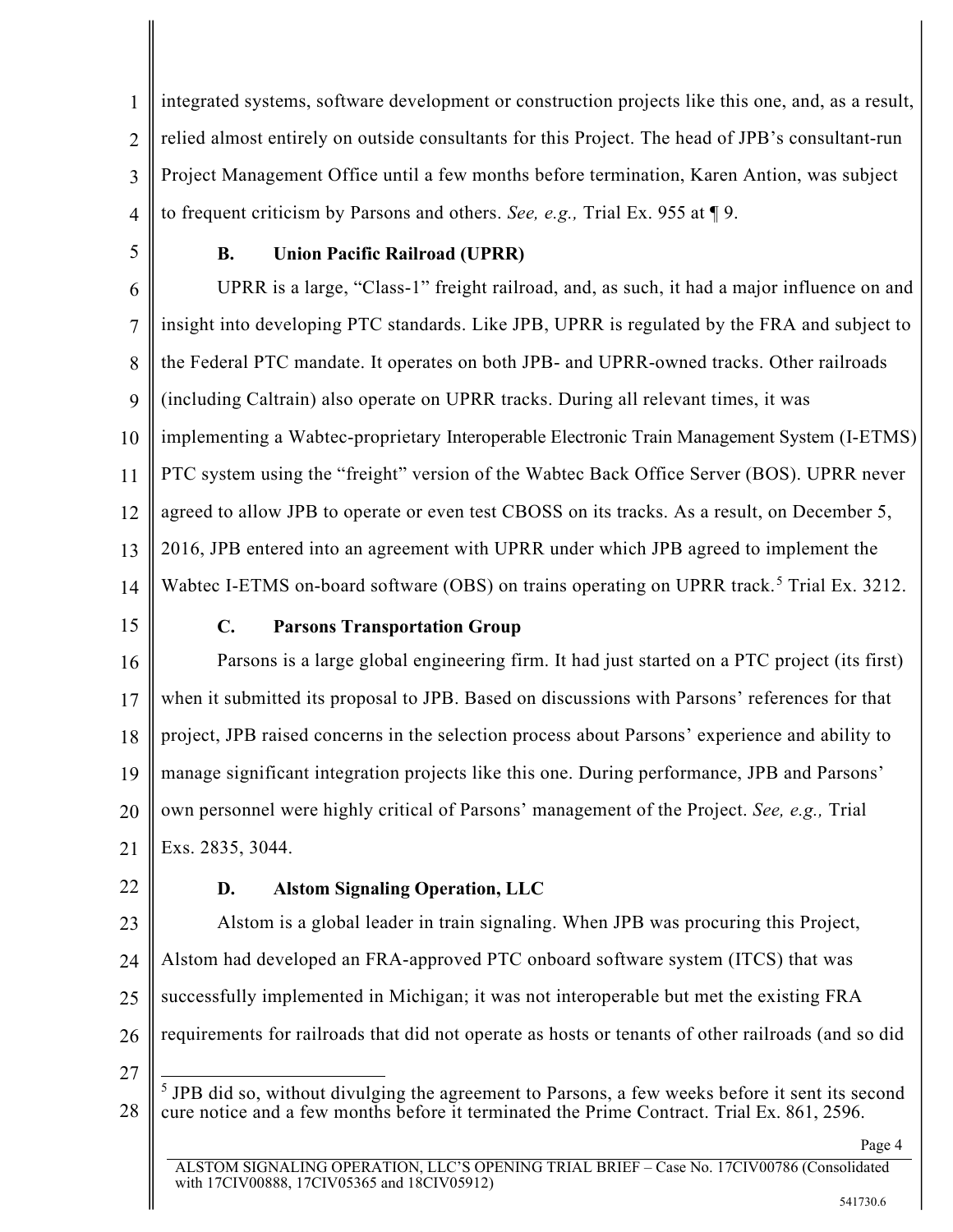integrated systems, software development or construction projects like this one, and, as a result, relied almost entirely on outside consultants for this Project. The head of JPB's consultant-run Project Management Office until a few months before termination, Karen Antion, was subject to frequent criticism by Parsons and others. *See, e.g.,* Trial Ex. 955 at ¶ 9.

### B. Union Pacific Railroad (UPRR)

UPRR is a large, "Class-1" freight railroad, and, as such, it had a major influence on and insight into developing PTC standards. Like JPB, UPRR is regulated by the FRA and subject to the Federal PTC mandate. It operates on both JPB- and UPRR-owned tracks. Other railroads (including Caltrain) also operate on UPRR tracks. During all relevant times, it was implementing a Wabtec-proprietary Interoperable Electronic Train Management System (I-ETMS) PTC system using the "freight" version of the Wabtec Back Office Server (BOS). UPRR never agreed to allow JPB to operate or even test CBOSS on its tracks. As a result, on December 5, 2016, JPB entered into an agreement with UPRR under which JPB agreed to implement the Wabtec I-ETMS on-board software (OBS) on trains operating on UPRR track.[5] Trial Ex. 3212.

### C. Parsons Transportation Group

Parsons is a large global engineering firm. It had just started on a PTC project (its first) when it submitted its proposal to JPB. Based on discussions with Parsons' references for that project, JPB raised concerns in the selection process about Parsons' experience and ability to manage significant integration projects like this one. During performance, JPB and Parsons' own personnel were highly critical of Parsons' management of the Project. *See, e.g.,* Trial Exs. 2835, 3044.

### D. Alstom Signaling Operation, LLC

Alstom is a global leader in train signaling. When JPB was procuring this Project, Alstom had developed an FRA-approved PTC onboard software system (ITCS) that was successfully implemented in Michigan; it was not interoperable but met the existing FRA requirements for railroads that did not operate as hosts or tenants of other railroads (and so did

---

[5] JPB did so, without divulging the agreement to Parsons, a few weeks before it sent its second cure notice and a few months before it terminated the Prime Contract. Trial Ex. 861, 2596.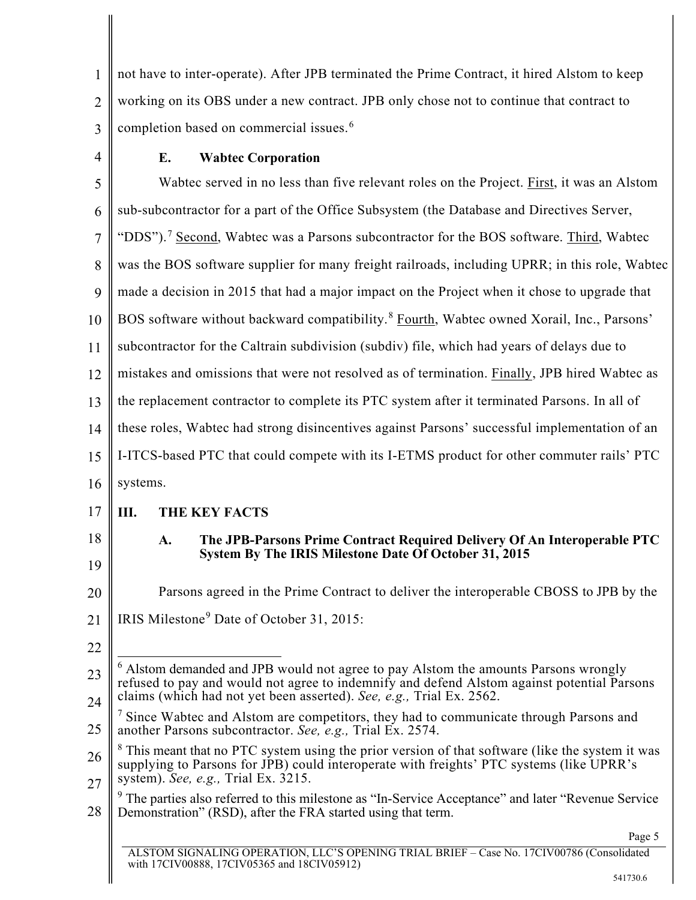not have to inter-operate). After JPB terminated the Prime Contract, it hired Alstom to keep working on its OBS under a new contract. JPB only chose not to continue that contract to completion based on commercial issues.[6]

### E. Wabtec Corporation

Wabtec served in no less than five relevant roles on the Project. First, it was an Alstom sub-subcontractor for a part of the Office Subsystem (the Database and Directives Server, "DDS").[7] Second, Wabtec was a Parsons subcontractor for the BOS software. Third, Wabtec was the BOS software supplier for many freight railroads, including UPRR; in this role, Wabtec made a decision in 2015 that had a major impact on the Project when it chose to upgrade that BOS software without backward compatibility.[8] Fourth, Wabtec owned Xorail, Inc., Parsons' subcontractor for the Caltrain subdivision (subdiv) file, which had years of delays due to mistakes and omissions that were not resolved as of termination. Finally, JPB hired Wabtec as the replacement contractor to complete its PTC system after it terminated Parsons. In all of these roles, Wabtec had strong disincentives against Parsons' successful implementation of an I-ITCS-based PTC that could compete with its I-ETMS product for other commuter rails' PTC systems.

## III. THE KEY FACTS

### A. The JPB-Parsons Prime Contract Required Delivery Of An Interoperable PTC System By The IRIS Milestone Date Of October 31, 2015

Parsons agreed in the Prime Contract to deliver the interoperable CBOSS to JPB by the IRIS Milestone[9] Date of October 31, 2015:

---

[6] Alstom demanded and JPB would not agree to pay Alstom the amounts Parsons wrongly refused to pay and would not agree to indemnify and defend Alstom against potential Parsons claims (which had not yet been asserted). *See, e.g.,* Trial Ex. 2562.

[7] Since Wabtec and Alstom are competitors, they had to communicate through Parsons and another Parsons subcontractor. *See, e.g.,* Trial Ex. 2574.

[8] This meant that no PTC system using the prior version of that software (like the system it was supplying to Parsons for JPB) could interoperate with freights' PTC systems (like UPRR's system). *See, e.g.,* Trial Ex. 3215.

[9] The parties also referred to this milestone as "In-Service Acceptance" and later "Revenue Service Demonstration" (RSD), after the FRA started using that term.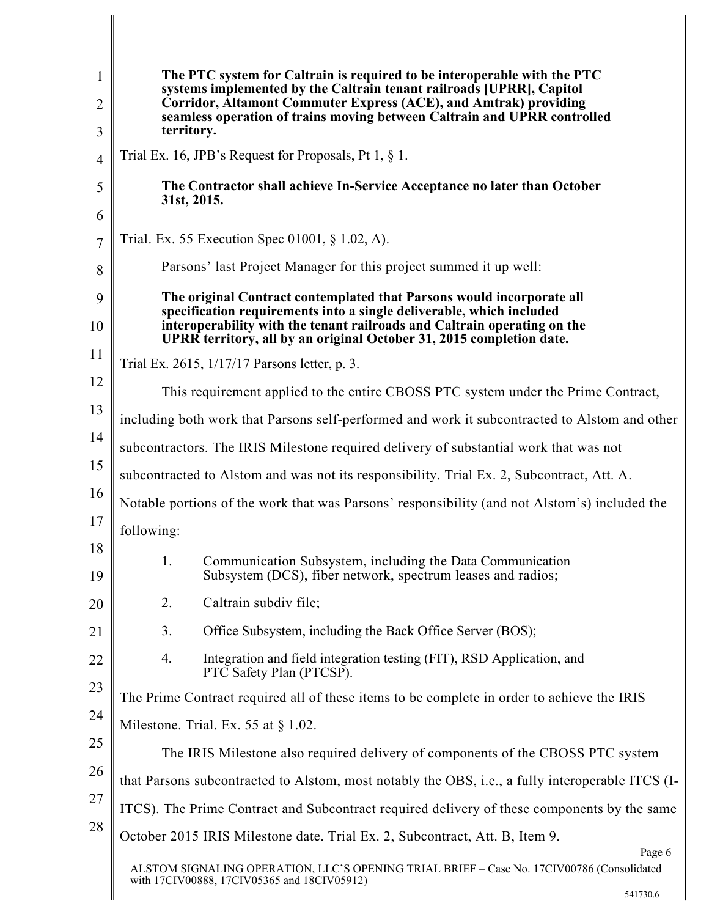> **The PTC system for Caltrain is required to be interoperable with the PTC systems implemented by the Caltrain tenant railroads [UPRR], Capitol Corridor, Altamont Commuter Express (ACE), and Amtrak) providing seamless operation of trains moving between Caltrain and UPRR controlled territory.**

Trial Ex. 16, JPB's Request for Proposals, Pt 1, § 1.

> **The Contractor shall achieve In-Service Acceptance no later than October 31st, 2015.**

Trial. Ex. 55 Execution Spec 01001, § 1.02, A).

Parsons' last Project Manager for this project summed it up well:

> **The original Contract contemplated that Parsons would incorporate all specification requirements into a single deliverable, which included interoperability with the tenant railroads and Caltrain operating on the UPRR territory, all by an original October 31, 2015 completion date.**

Trial Ex. 2615, 1/17/17 Parsons letter, p. 3.

This requirement applied to the entire CBOSS PTC system under the Prime Contract, including both work that Parsons self-performed and work it subcontracted to Alstom and other subcontractors. The IRIS Milestone required delivery of substantial work that was not subcontracted to Alstom and was not its responsibility. Trial Ex. 2, Subcontract, Att. A. Notable portions of the work that was Parsons' responsibility (and not Alstom's) included the following:

1. Communication Subsystem, including the Data Communication Subsystem (DCS), fiber network, spectrum leases and radios;
2. Caltrain subdiv file;
3. Office Subsystem, including the Back Office Server (BOS);
4. Integration and field integration testing (FIT), RSD Application, and PTC Safety Plan (PTCSP).

The Prime Contract required all of these items to be complete in order to achieve the IRIS Milestone. Trial. Ex. 55 at § 1.02.

The IRIS Milestone also required delivery of components of the CBOSS PTC system that Parsons subcontracted to Alstom, most notably the OBS, i.e., a fully interoperable ITCS (I-ITCS). The Prime Contract and Subcontract required delivery of these components by the same October 2015 IRIS Milestone date. Trial Ex. 2, Subcontract, Att. B, Item 9.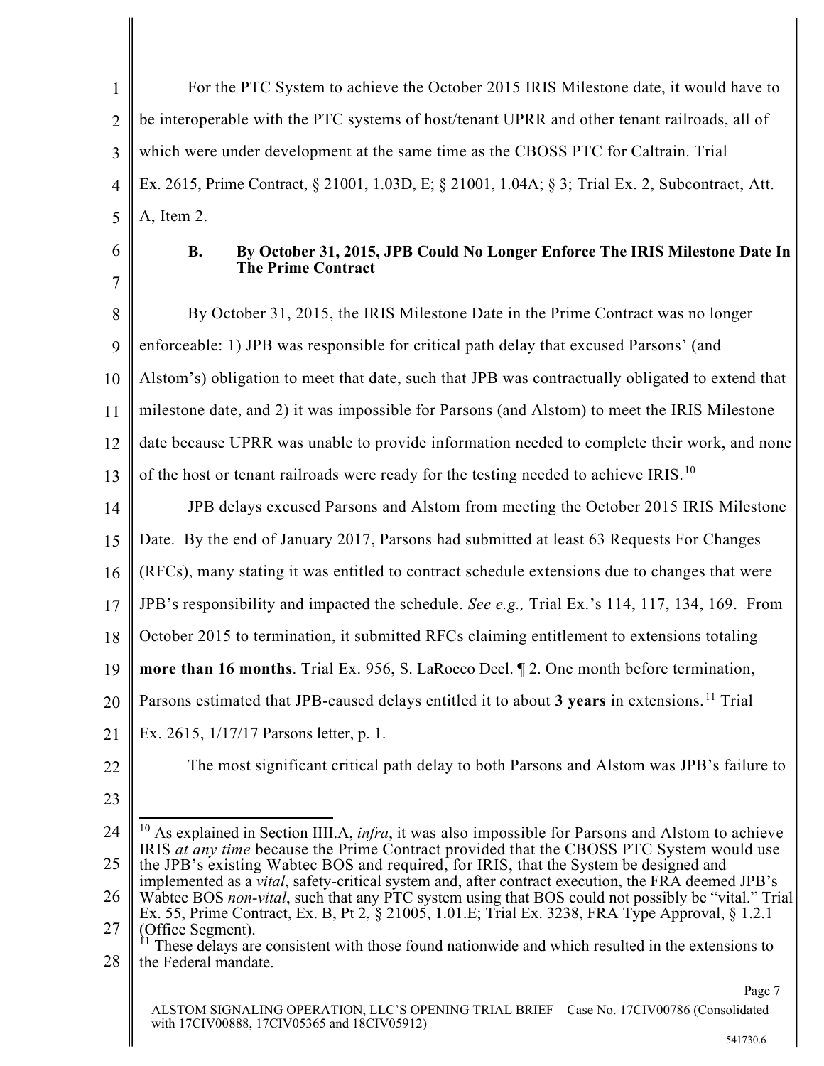For the PTC System to achieve the October 2015 IRIS Milestone date, it would have to be interoperable with the PTC systems of host/tenant UPRR and other tenant railroads, all of which were under development at the same time as the CBOSS PTC for Caltrain. Trial Ex. 2615, Prime Contract, § 21001, 1.03D, E; § 21001, 1.04A; § 3; Trial Ex. 2, Subcontract, Att. A, Item 2.

### B. By October 31, 2015, JPB Could No Longer Enforce The IRIS Milestone Date In The Prime Contract

By October 31, 2015, the IRIS Milestone Date in the Prime Contract was no longer enforceable: 1) JPB was responsible for critical path delay that excused Parsons' (and Alstom's) obligation to meet that date, such that JPB was contractually obligated to extend that milestone date, and 2) it was impossible for Parsons (and Alstom) to meet the IRIS Milestone date because UPRR was unable to provide information needed to complete their work, and none of the host or tenant railroads were ready for the testing needed to achieve IRIS.[10]

JPB delays excused Parsons and Alstom from meeting the October 2015 IRIS Milestone Date. By the end of January 2017, Parsons had submitted at least 63 Requests For Changes (RFCs), many stating it was entitled to contract schedule extensions due to changes that were JPB's responsibility and impacted the schedule. *See e.g.,* Trial Ex.'s 114, 117, 134, 169. From October 2015 to termination, it submitted RFCs claiming entitlement to extensions totaling **more than 16 months**. Trial Ex. 956, S. LaRocco Decl. ¶ 2. One month before termination, Parsons estimated that JPB-caused delays entitled it to about **3 years** in extensions.[11] Trial Ex. 2615, 1/17/17 Parsons letter, p. 1.

The most significant critical path delay to both Parsons and Alstom was JPB's failure to

---

[10] As explained in Section IIII.A, *infra*, it was also impossible for Parsons and Alstom to achieve IRIS *at any time* because the Prime Contract provided that the CBOSS PTC System would use the JPB's existing Wabtec BOS and required, for IRIS, that the System be designed and implemented as a *vital*, safety-critical system and, after contract execution, the FRA deemed JPB's Wabtec BOS *non-vital*, such that any PTC system using that BOS could not possibly be "vital." Trial Ex. 55, Prime Contract, Ex. B, Pt 2, § 21005, 1.01.E; Trial Ex. 3238, FRA Type Approval, § 1.2.1 (Office Segment).

[11] These delays are consistent with those found nationwide and which resulted in the extensions to the Federal mandate.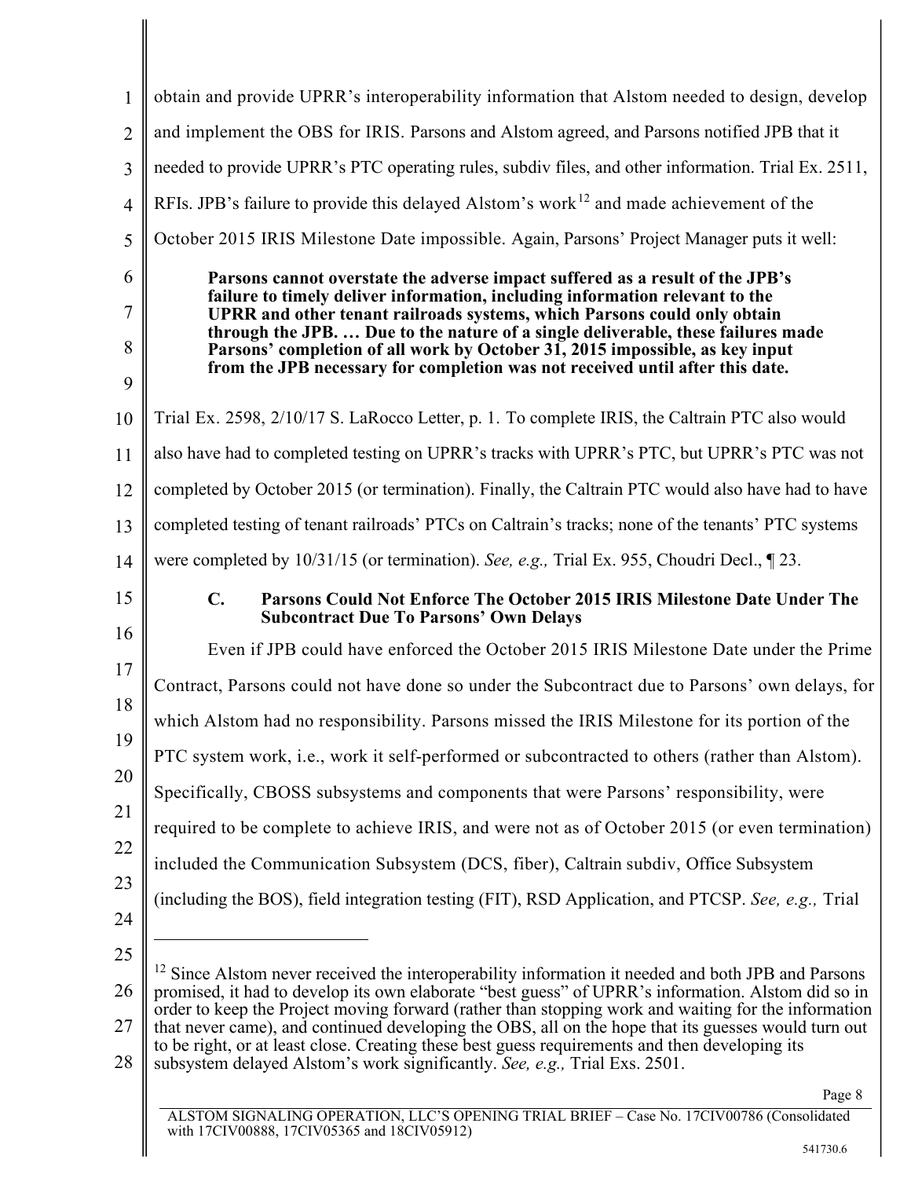obtain and provide UPRR's interoperability information that Alstom needed to design, develop and implement the OBS for IRIS. Parsons and Alstom agreed, and Parsons notified JPB that it needed to provide UPRR's PTC operating rules, subdiv files, and other information. Trial Ex. 2511, RFIs. JPB's failure to provide this delayed Alstom's work[12] and made achievement of the October 2015 IRIS Milestone Date impossible. Again, Parsons' Project Manager puts it well:

> **Parsons cannot overstate the adverse impact suffered as a result of the JPB's failure to timely deliver information, including information relevant to the UPRR and other tenant railroads systems, which Parsons could only obtain through the JPB. … Due to the nature of a single deliverable, these failures made Parsons' completion of all work by October 31, 2015 impossible, as key input from the JPB necessary for completion was not received until after this date.**

Trial Ex. 2598, 2/10/17 S. LaRocco Letter, p. 1. To complete IRIS, the Caltrain PTC also would also have had to completed testing on UPRR's tracks with UPRR's PTC, but UPRR's PTC was not completed by October 2015 (or termination). Finally, the Caltrain PTC would also have had to have completed testing of tenant railroads' PTCs on Caltrain's tracks; none of the tenants' PTC systems were completed by 10/31/15 (or termination). *See, e.g.,* Trial Ex. 955, Choudri Decl., ¶ 23.

### C. Parsons Could Not Enforce The October 2015 IRIS Milestone Date Under The Subcontract Due To Parsons' Own Delays

Even if JPB could have enforced the October 2015 IRIS Milestone Date under the Prime Contract, Parsons could not have done so under the Subcontract due to Parsons' own delays, for which Alstom had no responsibility. Parsons missed the IRIS Milestone for its portion of the PTC system work, i.e., work it self-performed or subcontracted to others (rather than Alstom). Specifically, CBOSS subsystems and components that were Parsons' responsibility, were required to be complete to achieve IRIS, and were not as of October 2015 (or even termination) included the Communication Subsystem (DCS, fiber), Caltrain subdiv, Office Subsystem (including the BOS), field integration testing (FIT), RSD Application, and PTCSP. *See, e.g.,* Trial

---

[12] Since Alstom never received the interoperability information it needed and both JPB and Parsons promised, it had to develop its own elaborate "best guess" of UPRR's information. Alstom did so in order to keep the Project moving forward (rather than stopping work and waiting for the information that never came), and continued developing the OBS, all on the hope that its guesses would turn out to be right, or at least close. Creating these best guess requirements and then developing its subsystem delayed Alstom's work significantly. *See, e.g.,* Trial Exs. 2501.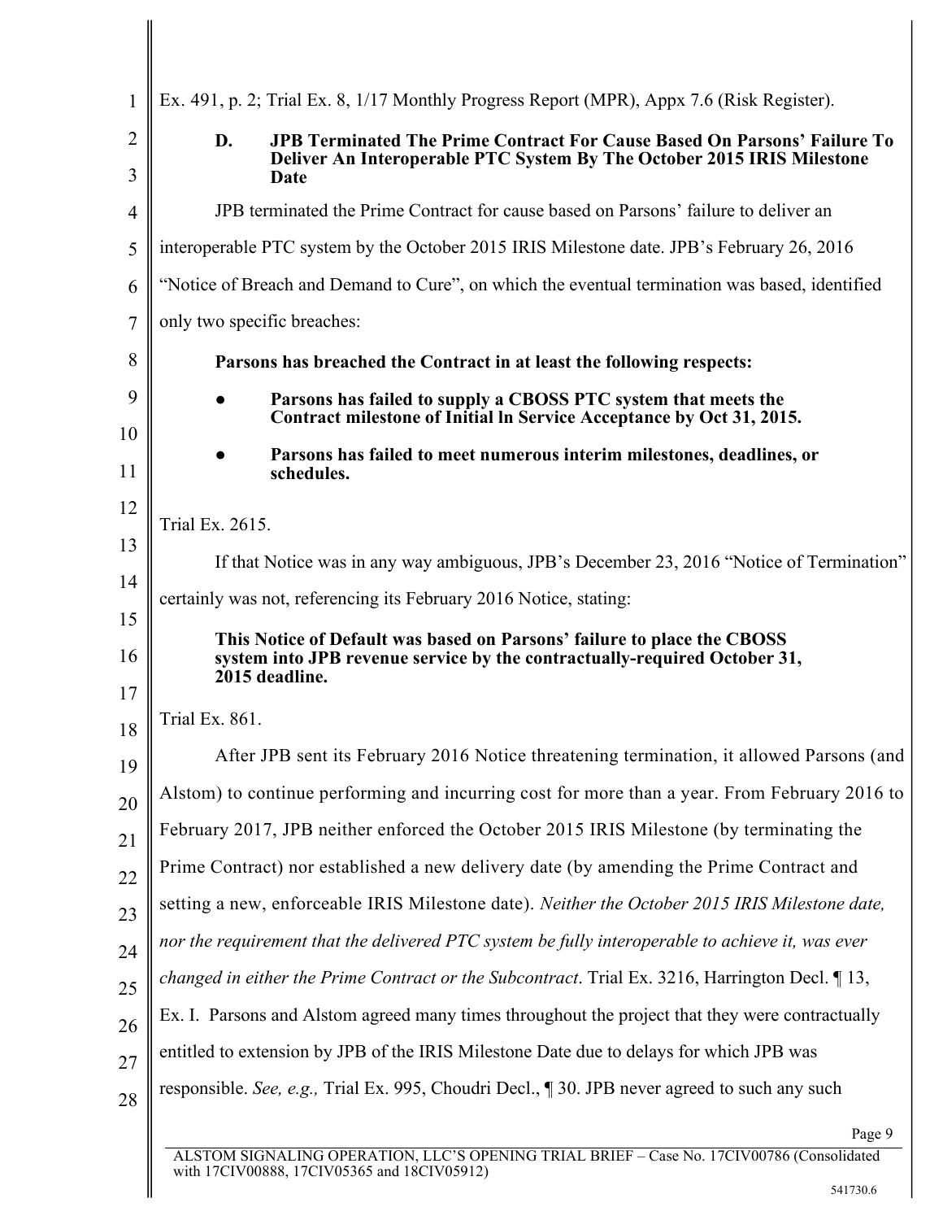Ex. 491, p. 2; Trial Ex. 8, 1/17 Monthly Progress Report (MPR), Appx 7.6 (Risk Register).

### D. JPB Terminated The Prime Contract For Cause Based On Parsons' Failure To Deliver An Interoperable PTC System By The October 2015 IRIS Milestone Date

JPB terminated the Prime Contract for cause based on Parsons' failure to deliver an interoperable PTC system by the October 2015 IRIS Milestone date. JPB's February 26, 2016 "Notice of Breach and Demand to Cure", on which the eventual termination was based, identified only two specific breaches:

> **Parsons has breached the Contract in at least the following respects:**
>
> - **Parsons has failed to supply a CBOSS PTC system that meets the Contract milestone of Initial ln Service Acceptance by Oct 31, 2015.**
> - **Parsons has failed to meet numerous interim milestones, deadlines, or schedules.**

Trial Ex. 2615.

If that Notice was in any way ambiguous, JPB's December 23, 2016 "Notice of Termination" certainly was not, referencing its February 2016 Notice, stating:

> **This Notice of Default was based on Parsons' failure to place the CBOSS system into JPB revenue service by the contractually-required October 31, 2015 deadline.**

Trial Ex. 861.

After JPB sent its February 2016 Notice threatening termination, it allowed Parsons (and Alstom) to continue performing and incurring cost for more than a year. From February 2016 to February 2017, JPB neither enforced the October 2015 IRIS Milestone (by terminating the Prime Contract) nor established a new delivery date (by amending the Prime Contract and setting a new, enforceable IRIS Milestone date). *Neither the October 2015 IRIS Milestone date, nor the requirement that the delivered PTC system be fully interoperable to achieve it, was ever changed in either the Prime Contract or the Subcontract*. Trial Ex. 3216, Harrington Decl. ¶ 13, Ex. I. Parsons and Alstom agreed many times throughout the project that they were contractually entitled to extension by JPB of the IRIS Milestone Date due to delays for which JPB was responsible. *See, e.g.,* Trial Ex. 995, Choudri Decl., ¶ 30. JPB never agreed to such any such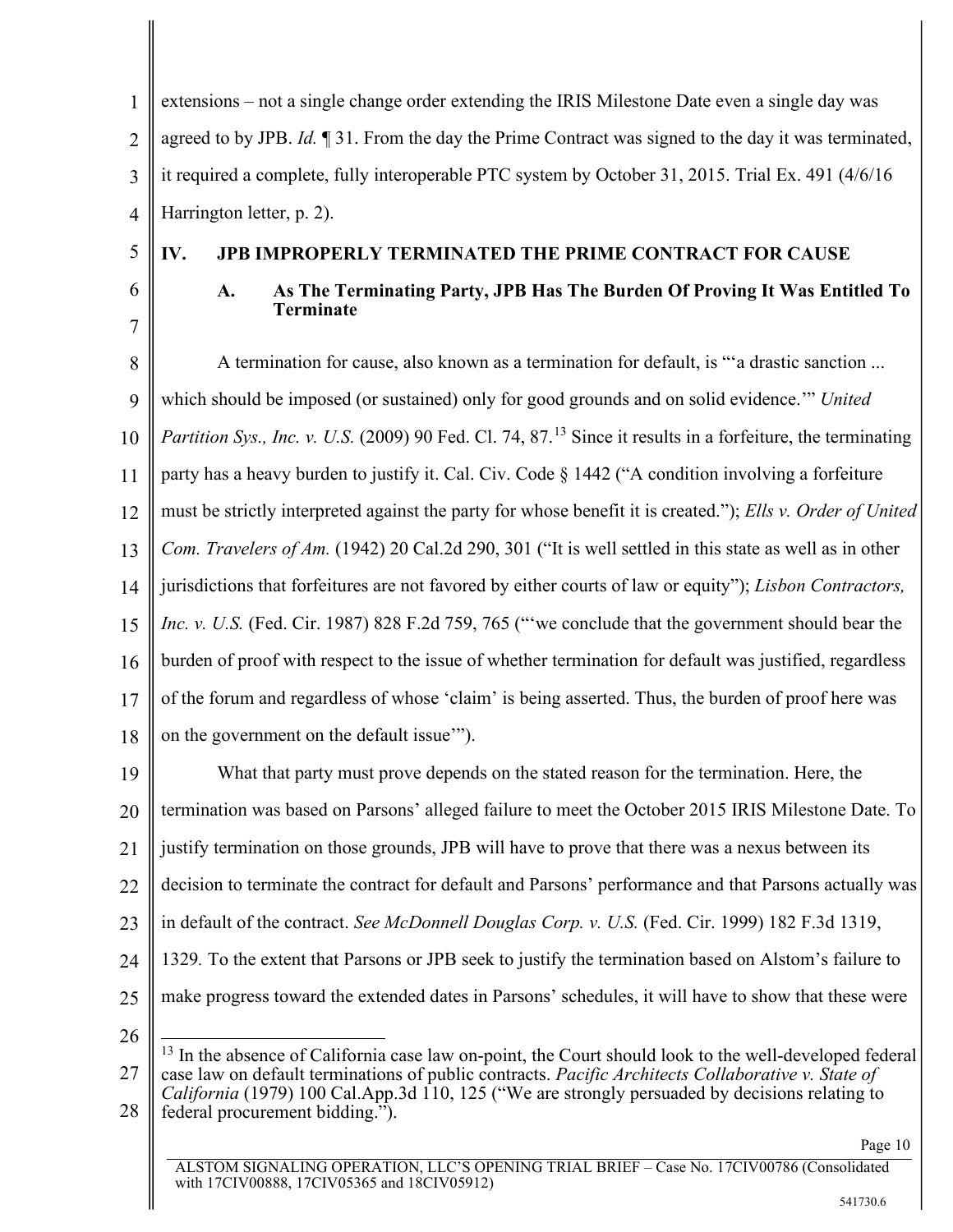extensions – not a single change order extending the IRIS Milestone Date even a single day was agreed to by JPB. *Id.* ¶ 31. From the day the Prime Contract was signed to the day it was terminated, it required a complete, fully interoperable PTC system by October 31, 2015. Trial Ex. 491 (4/6/16 Harrington letter, p. 2).

## IV. JPB IMPROPERLY TERMINATED THE PRIME CONTRACT FOR CAUSE

### A. As The Terminating Party, JPB Has The Burden Of Proving It Was Entitled To Terminate

A termination for cause, also known as a termination for default, is "'a drastic sanction ... which should be imposed (or sustained) only for good grounds and on solid evidence.'" *United Partition Sys., Inc. v. U.S.* (2009) 90 Fed. Cl. 74, 87.[13] Since it results in a forfeiture, the terminating party has a heavy burden to justify it. Cal. Civ. Code § 1442 ("A condition involving a forfeiture must be strictly interpreted against the party for whose benefit it is created."); *Ells v. Order of United Com. Travelers of Am.* (1942) 20 Cal.2d 290, 301 ("It is well settled in this state as well as in other jurisdictions that forfeitures are not favored by either courts of law or equity"); *Lisbon Contractors, Inc. v. U.S.* (Fed. Cir. 1987) 828 F.2d 759, 765 ("'we conclude that the government should bear the burden of proof with respect to the issue of whether termination for default was justified, regardless of the forum and regardless of whose 'claim' is being asserted. Thus, the burden of proof here was on the government on the default issue'").

What that party must prove depends on the stated reason for the termination. Here, the termination was based on Parsons' alleged failure to meet the October 2015 IRIS Milestone Date. To justify termination on those grounds, JPB will have to prove that there was a nexus between its decision to terminate the contract for default and Parsons' performance and that Parsons actually was in default of the contract. *See McDonnell Douglas Corp. v. U.S.* (Fed. Cir. 1999) 182 F.3d 1319, 1329. To the extent that Parsons or JPB seek to justify the termination based on Alstom's failure to make progress toward the extended dates in Parsons' schedules, it will have to show that these were

---

[13] In the absence of California case law on-point, the Court should look to the well-developed federal case law on default terminations of public contracts. *Pacific Architects Collaborative v. State of California* (1979) 100 Cal.App.3d 110, 125 ("We are strongly persuaded by decisions relating to federal procurement bidding.").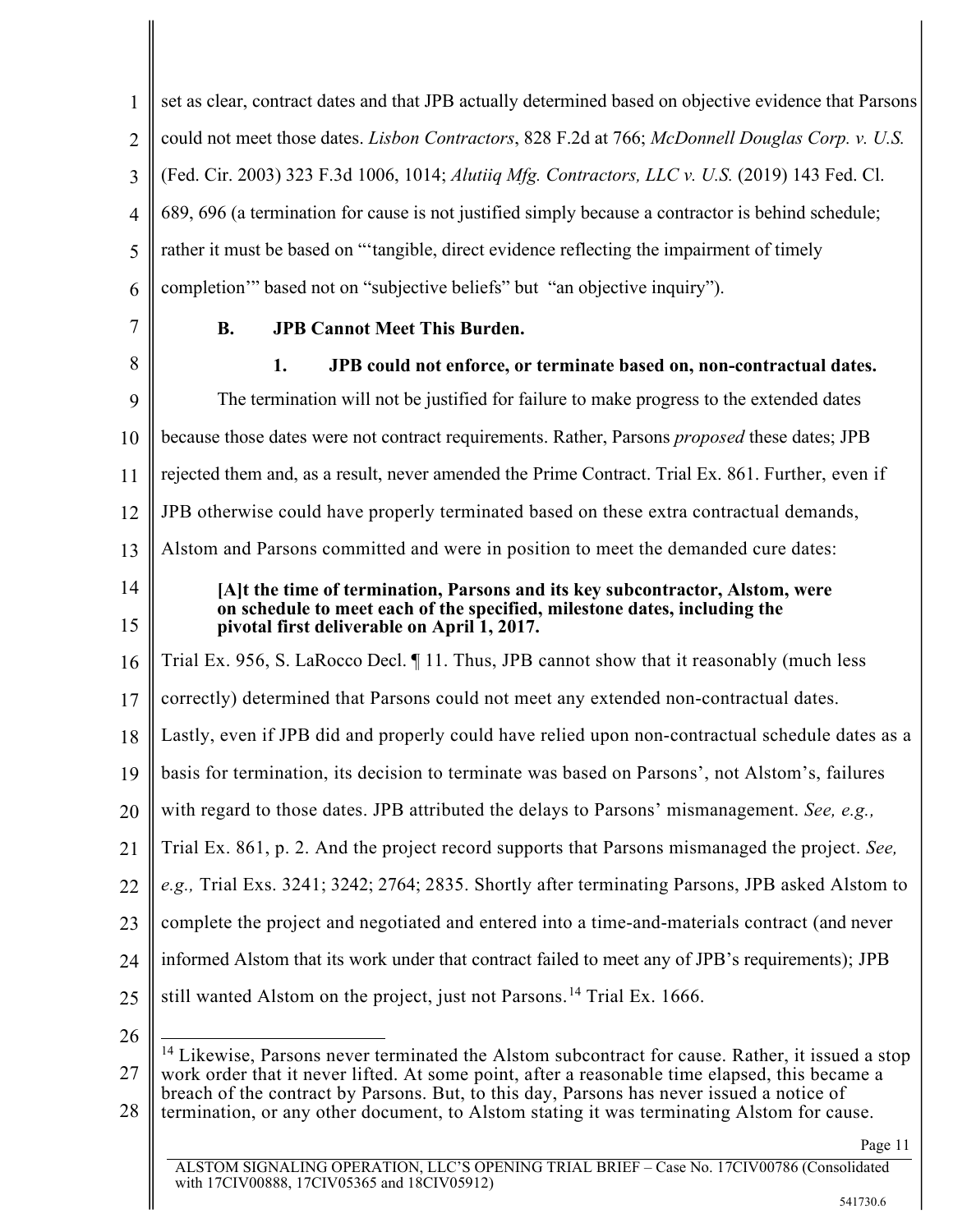set as clear, contract dates and that JPB actually determined based on objective evidence that Parsons could not meet those dates. *Lisbon Contractors*, 828 F.2d at 766; *McDonnell Douglas Corp. v. U.S.* (Fed. Cir. 2003) 323 F.3d 1006, 1014; *Alutiiq Mfg. Contractors, LLC v. U.S.* (2019) 143 Fed. Cl. 689, 696 (a termination for cause is not justified simply because a contractor is behind schedule; rather it must be based on "'tangible, direct evidence reflecting the impairment of timely completion'" based not on "subjective beliefs" but "an objective inquiry").

### B. JPB Cannot Meet This Burden.

#### 1. JPB could not enforce, or terminate based on, non-contractual dates.

The termination will not be justified for failure to make progress to the extended dates because those dates were not contract requirements. Rather, Parsons *proposed* these dates; JPB rejected them and, as a result, never amended the Prime Contract. Trial Ex. 861. Further, even if JPB otherwise could have properly terminated based on these extra contractual demands, Alstom and Parsons committed and were in position to meet the demanded cure dates:

> **[A]t the time of termination, Parsons and its key subcontractor, Alstom, were on schedule to meet each of the specified, milestone dates, including the pivotal first deliverable on April 1, 2017.**

Trial Ex. 956, S. LaRocco Decl. ¶ 11. Thus, JPB cannot show that it reasonably (much less correctly) determined that Parsons could not meet any extended non-contractual dates. Lastly, even if JPB did and properly could have relied upon non-contractual schedule dates as a basis for termination, its decision to terminate was based on Parsons', not Alstom's, failures with regard to those dates. JPB attributed the delays to Parsons' mismanagement. *See, e.g.,* Trial Ex. 861, p. 2. And the project record supports that Parsons mismanaged the project. *See, e.g.,* Trial Exs. 3241; 3242; 2764; 2835. Shortly after terminating Parsons, JPB asked Alstom to complete the project and negotiated and entered into a time-and-materials contract (and never informed Alstom that its work under that contract failed to meet any of JPB's requirements); JPB still wanted Alstom on the project, just not Parsons.[14] Trial Ex. 1666.

---

[14] Likewise, Parsons never terminated the Alstom subcontract for cause. Rather, it issued a stop work order that it never lifted. At some point, after a reasonable time elapsed, this became a breach of the contract by Parsons. But, to this day, Parsons has never issued a notice of termination, or any other document, to Alstom stating it was terminating Alstom for cause.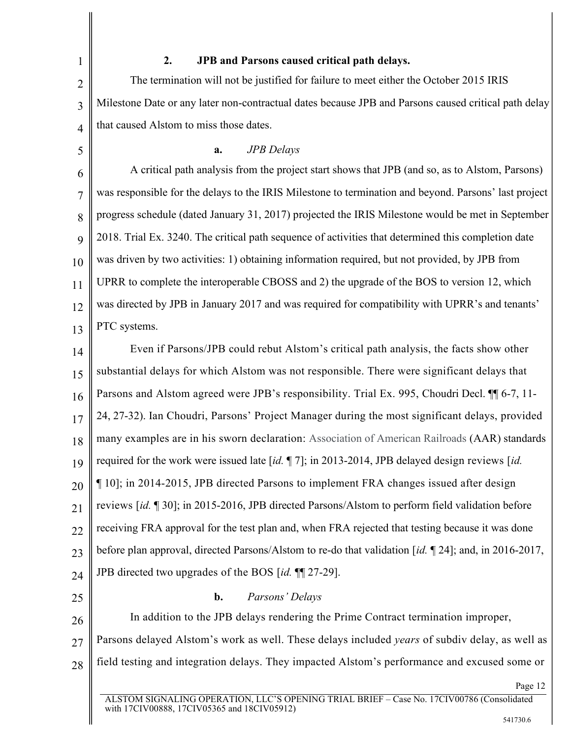### 2. JPB and Parsons caused critical path delays.

The termination will not be justified for failure to meet either the October 2015 IRIS Milestone Date or any later non-contractual dates because JPB and Parsons caused critical path delay that caused Alstom to miss those dates.

#### a. *JPB Delays*

A critical path analysis from the project start shows that JPB (and so, as to Alstom, Parsons) was responsible for the delays to the IRIS Milestone to termination and beyond. Parsons' last project progress schedule (dated January 31, 2017) projected the IRIS Milestone would be met in September 2018. Trial Ex. 3240. The critical path sequence of activities that determined this completion date was driven by two activities: 1) obtaining information required, but not provided, by JPB from UPRR to complete the interoperable CBOSS and 2) the upgrade of the BOS to version 12, which was directed by JPB in January 2017 and was required for compatibility with UPRR's and tenants' PTC systems.

Even if Parsons/JPB could rebut Alstom's critical path analysis, the facts show other substantial delays for which Alstom was not responsible. There were significant delays that Parsons and Alstom agreed were JPB's responsibility. Trial Ex. 995, Choudri Decl. ¶¶ 6-7, 11-24, 27-32). Ian Choudri, Parsons' Project Manager during the most significant delays, provided many examples are in his sworn declaration: Association of American Railroads (AAR) standards required for the work were issued late [*id.* ¶ 7]; in 2013-2014, JPB delayed design reviews [*id.* ¶ 10]; in 2014-2015, JPB directed Parsons to implement FRA changes issued after design reviews [*id.* ¶ 30]; in 2015-2016, JPB directed Parsons/Alstom to perform field validation before receiving FRA approval for the test plan and, when FRA rejected that testing because it was done before plan approval, directed Parsons/Alstom to re-do that validation [*id.* ¶ 24]; and, in 2016-2017, JPB directed two upgrades of the BOS [*id.* ¶¶ 27-29].

#### b. *Parsons' Delays*

In addition to the JPB delays rendering the Prime Contract termination improper, Parsons delayed Alstom's work as well. These delays included *years* of subdiv delay, as well as field testing and integration delays. They impacted Alstom's performance and excused some or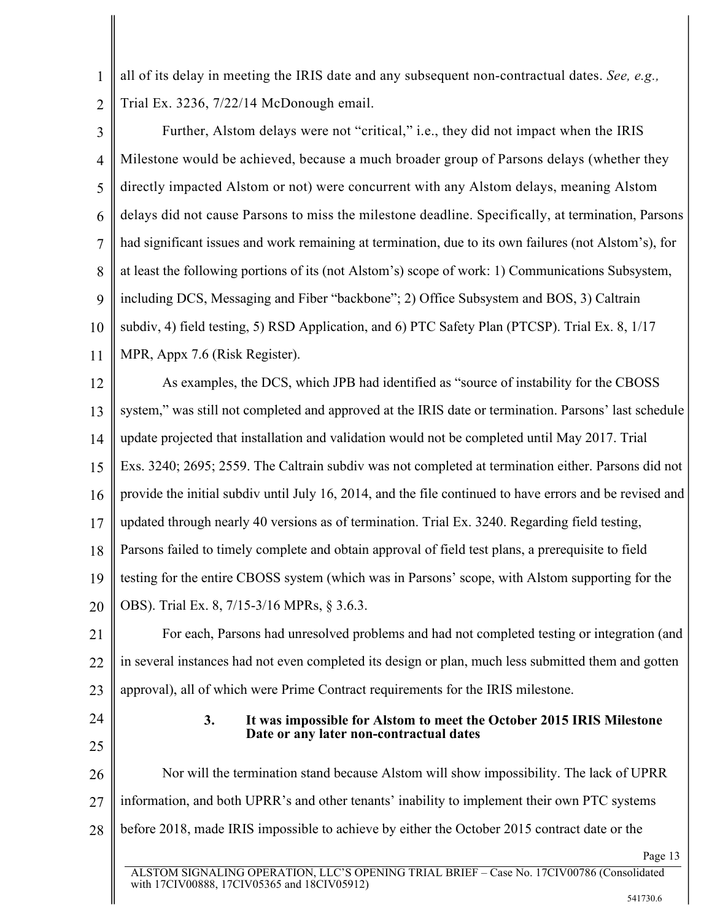all of its delay in meeting the IRIS date and any subsequent non-contractual dates. *See, e.g.,* Trial Ex. 3236, 7/22/14 McDonough email.

Further, Alstom delays were not "critical," i.e., they did not impact when the IRIS Milestone would be achieved, because a much broader group of Parsons delays (whether they directly impacted Alstom or not) were concurrent with any Alstom delays, meaning Alstom delays did not cause Parsons to miss the milestone deadline. Specifically, at termination, Parsons had significant issues and work remaining at termination, due to its own failures (not Alstom's), for at least the following portions of its (not Alstom's) scope of work: 1) Communications Subsystem, including DCS, Messaging and Fiber "backbone"; 2) Office Subsystem and BOS, 3) Caltrain subdiv, 4) field testing, 5) RSD Application, and 6) PTC Safety Plan (PTCSP). Trial Ex. 8, 1/17 MPR, Appx 7.6 (Risk Register).

As examples, the DCS, which JPB had identified as "source of instability for the CBOSS system," was still not completed and approved at the IRIS date or termination. Parsons' last schedule update projected that installation and validation would not be completed until May 2017. Trial Exs. 3240; 2695; 2559. The Caltrain subdiv was not completed at termination either. Parsons did not provide the initial subdiv until July 16, 2014, and the file continued to have errors and be revised and updated through nearly 40 versions as of termination. Trial Ex. 3240. Regarding field testing, Parsons failed to timely complete and obtain approval of field test plans, a prerequisite to field testing for the entire CBOSS system (which was in Parsons' scope, with Alstom supporting for the OBS). Trial Ex. 8, 7/15-3/16 MPRs, § 3.6.3.

For each, Parsons had unresolved problems and had not completed testing or integration (and in several instances had not even completed its design or plan, much less submitted them and gotten approval), all of which were Prime Contract requirements for the IRIS milestone.

### 3. It was impossible for Alstom to meet the October 2015 IRIS Milestone Date or any later non-contractual dates

Nor will the termination stand because Alstom will show impossibility. The lack of UPRR information, and both UPRR's and other tenants' inability to implement their own PTC systems before 2018, made IRIS impossible to achieve by either the October 2015 contract date or the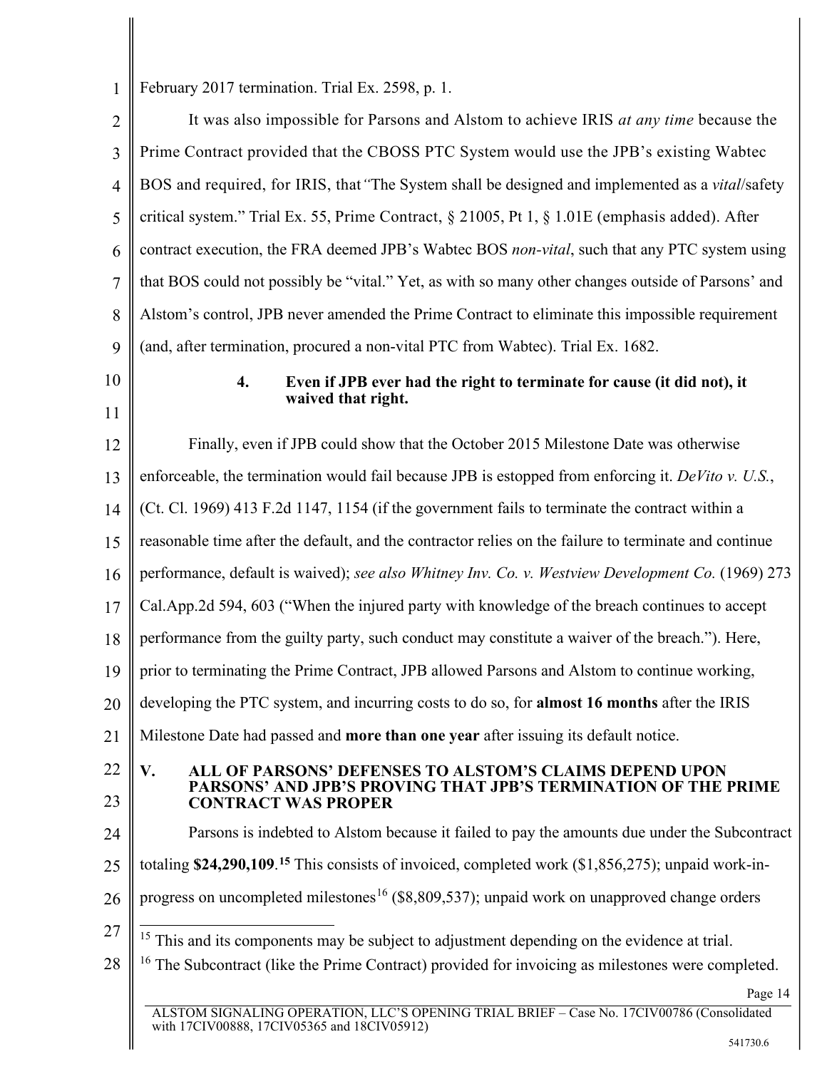February 2017 termination. Trial Ex. 2598, p. 1.

It was also impossible for Parsons and Alstom to achieve IRIS *at any time* because the Prime Contract provided that the CBOSS PTC System would use the JPB's existing Wabtec BOS and required, for IRIS, that "The System shall be designed and implemented as a *vital*/safety critical system." Trial Ex. 55, Prime Contract, § 21005, Pt 1, § 1.01E (emphasis added). After contract execution, the FRA deemed JPB's Wabtec BOS *non-vital*, such that any PTC system using that BOS could not possibly be "vital." Yet, as with so many other changes outside of Parsons' and Alstom's control, JPB never amended the Prime Contract to eliminate this impossible requirement (and, after termination, procured a non-vital PTC from Wabtec). Trial Ex. 1682.

### 4. Even if JPB ever had the right to terminate for cause (it did not), it waived that right.

Finally, even if JPB could show that the October 2015 Milestone Date was otherwise enforceable, the termination would fail because JPB is estopped from enforcing it. *DeVito v. U.S.*, (Ct. Cl. 1969) 413 F.2d 1147, 1154 (if the government fails to terminate the contract within a reasonable time after the default, and the contractor relies on the failure to terminate and continue performance, default is waived); *see also Whitney Inv. Co. v. Westview Development Co.* (1969) 273 Cal.App.2d 594, 603 ("When the injured party with knowledge of the breach continues to accept performance from the guilty party, such conduct may constitute a waiver of the breach."). Here, prior to terminating the Prime Contract, JPB allowed Parsons and Alstom to continue working, developing the PTC system, and incurring costs to do so, for **almost 16 months** after the IRIS Milestone Date had passed and **more than one year** after issuing its default notice.

## V. ALL OF PARSONS' DEFENSES TO ALSTOM'S CLAIMS DEPEND UPON PARSONS' AND JPB'S PROVING THAT JPB'S TERMINATION OF THE PRIME CONTRACT WAS PROPER

Parsons is indebted to Alstom because it failed to pay the amounts due under the Subcontract totaling **$24,290,109**.[15] This consists of invoiced, completed work ($1,856,275); unpaid work-in-progress on uncompleted milestones[16] ($8,809,537); unpaid work on unapproved change orders

---

[15] This and its components may be subject to adjustment depending on the evidence at trial.

[16] The Subcontract (like the Prime Contract) provided for invoicing as milestones were completed.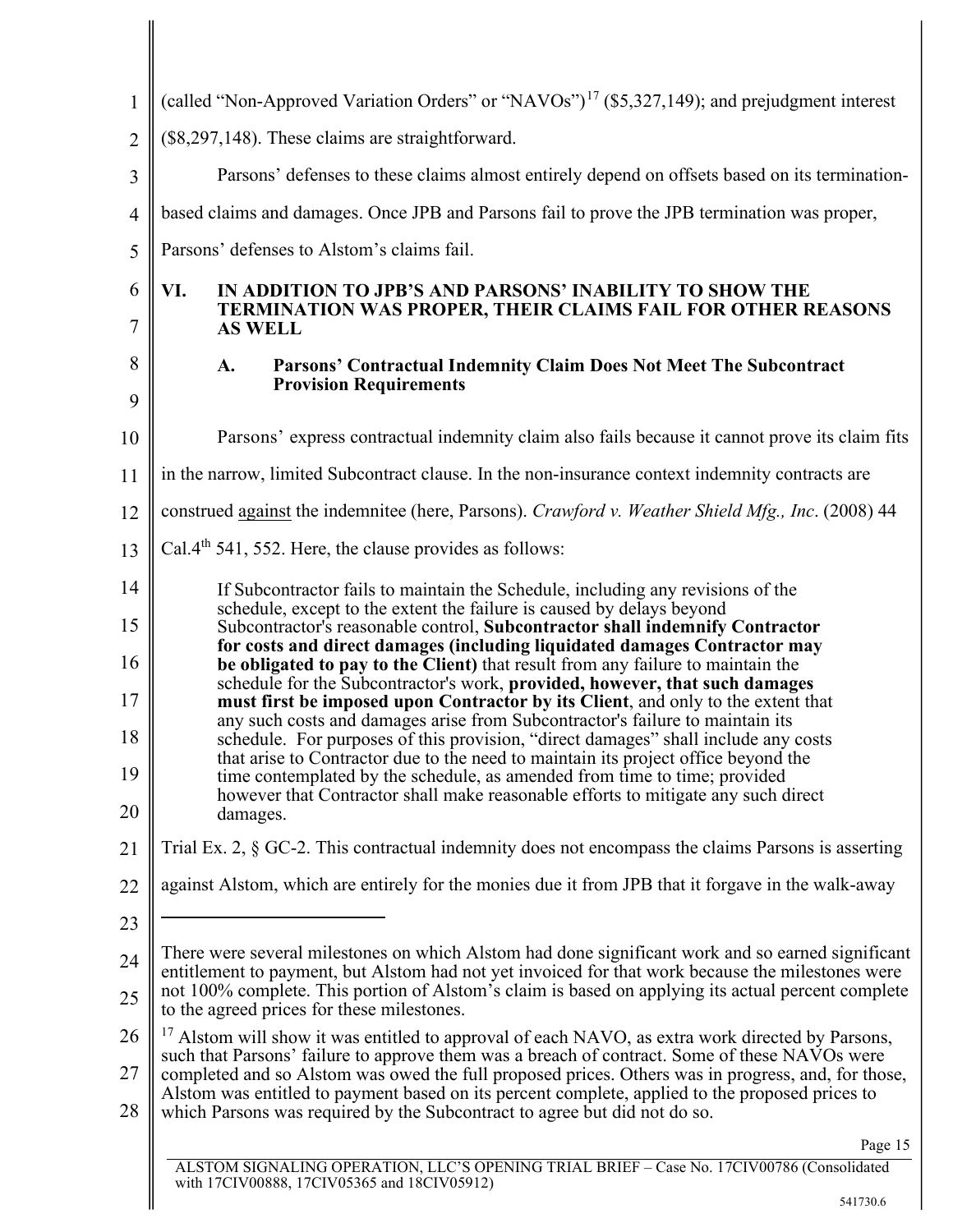(called "Non-Approved Variation Orders" or "NAVOs")[17] ($5,327,149); and prejudgment interest ($8,297,148). These claims are straightforward.

Parsons' defenses to these claims almost entirely depend on offsets based on its termination-based claims and damages. Once JPB and Parsons fail to prove the JPB termination was proper, Parsons' defenses to Alstom's claims fail.

## VI. IN ADDITION TO JPB'S AND PARSONS' INABILITY TO SHOW THE TERMINATION WAS PROPER, THEIR CLAIMS FAIL FOR OTHER REASONS AS WELL

### A. Parsons' Contractual Indemnity Claim Does Not Meet The Subcontract Provision Requirements

Parsons' express contractual indemnity claim also fails because it cannot prove its claim fits in the narrow, limited Subcontract clause. In the non-insurance context indemnity contracts are construed <u>against</u> the indemnitee (here, Parsons). *Crawford v. Weather Shield Mfg., Inc*. (2008) 44 Cal.4th 541, 552. Here, the clause provides as follows:

> If Subcontractor fails to maintain the Schedule, including any revisions of the schedule, except to the extent the failure is caused by delays beyond Subcontractor's reasonable control, **Subcontractor shall indemnify Contractor for costs and direct damages (including liquidated damages Contractor may be obligated to pay to the Client)** that result from any failure to maintain the schedule for the Subcontractor's work, **provided, however, that such damages must first be imposed upon Contractor by its Client**, and only to the extent that any such costs and damages arise from Subcontractor's failure to maintain its schedule. For purposes of this provision, "direct damages" shall include any costs that arise to Contractor due to the need to maintain its project office beyond the time contemplated by the schedule, as amended from time to time; provided however that Contractor shall make reasonable efforts to mitigate any such direct damages.

Trial Ex. 2, § GC-2. This contractual indemnity does not encompass the claims Parsons is asserting against Alstom, which are entirely for the monies due it from JPB that it forgave in the walk-away

---

There were several milestones on which Alstom had done significant work and so earned significant entitlement to payment, but Alstom had not yet invoiced for that work because the milestones were not 100% complete. This portion of Alstom's claim is based on applying its actual percent complete to the agreed prices for these milestones.

[17] Alstom will show it was entitled to approval of each NAVO, as extra work directed by Parsons, such that Parsons' failure to approve them was a breach of contract. Some of these NAVOs were completed and so Alstom was owed the full proposed prices. Others was in progress, and, for those, Alstom was entitled to payment based on its percent complete, applied to the proposed prices to which Parsons was required by the Subcontract to agree but did not do so.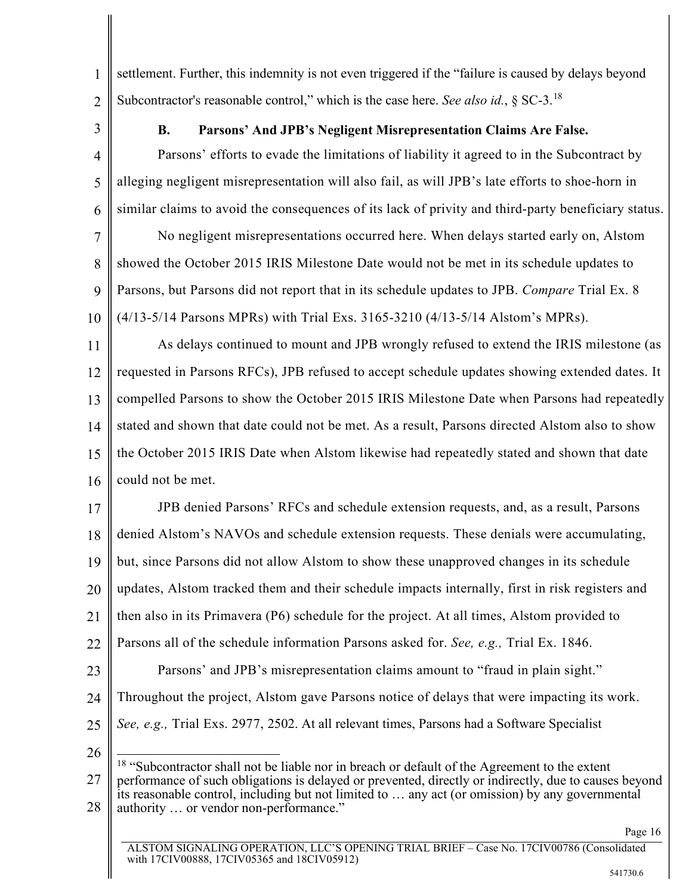settlement. Further, this indemnity is not even triggered if the "failure is caused by delays beyond Subcontractor's reasonable control," which is the case here. *See also id.*, § SC-3.[18]

### B. Parsons' And JPB's Negligent Misrepresentation Claims Are False.

Parsons' efforts to evade the limitations of liability it agreed to in the Subcontract by alleging negligent misrepresentation will also fail, as will JPB's late efforts to shoe-horn in similar claims to avoid the consequences of its lack of privity and third-party beneficiary status.

No negligent misrepresentations occurred here. When delays started early on, Alstom showed the October 2015 IRIS Milestone Date would not be met in its schedule updates to Parsons, but Parsons did not report that in its schedule updates to JPB. *Compare* Trial Ex. 8 (4/13-5/14 Parsons MPRs) with Trial Exs. 3165-3210 (4/13-5/14 Alstom's MPRs).

As delays continued to mount and JPB wrongly refused to extend the IRIS milestone (as requested in Parsons RFCs), JPB refused to accept schedule updates showing extended dates. It compelled Parsons to show the October 2015 IRIS Milestone Date when Parsons had repeatedly stated and shown that date could not be met. As a result, Parsons directed Alstom also to show the October 2015 IRIS Date when Alstom likewise had repeatedly stated and shown that date could not be met.

JPB denied Parsons' RFCs and schedule extension requests, and, as a result, Parsons denied Alstom's NAVOs and schedule extension requests. These denials were accumulating, but, since Parsons did not allow Alstom to show these unapproved changes in its schedule updates, Alstom tracked them and their schedule impacts internally, first in risk registers and then also in its Primavera (P6) schedule for the project. At all times, Alstom provided to Parsons all of the schedule information Parsons asked for. *See, e.g.,* Trial Ex. 1846.

Parsons' and JPB's misrepresentation claims amount to "fraud in plain sight." Throughout the project, Alstom gave Parsons notice of delays that were impacting its work. *See, e.g.,* Trial Exs. 2977, 2502. At all relevant times, Parsons had a Software Specialist

---

[18] "Subcontractor shall not be liable nor in breach or default of the Agreement to the extent performance of such obligations is delayed or prevented, directly or indirectly, due to causes beyond its reasonable control, including but not limited to … any act (or omission) by any governmental authority … or vendor non-performance."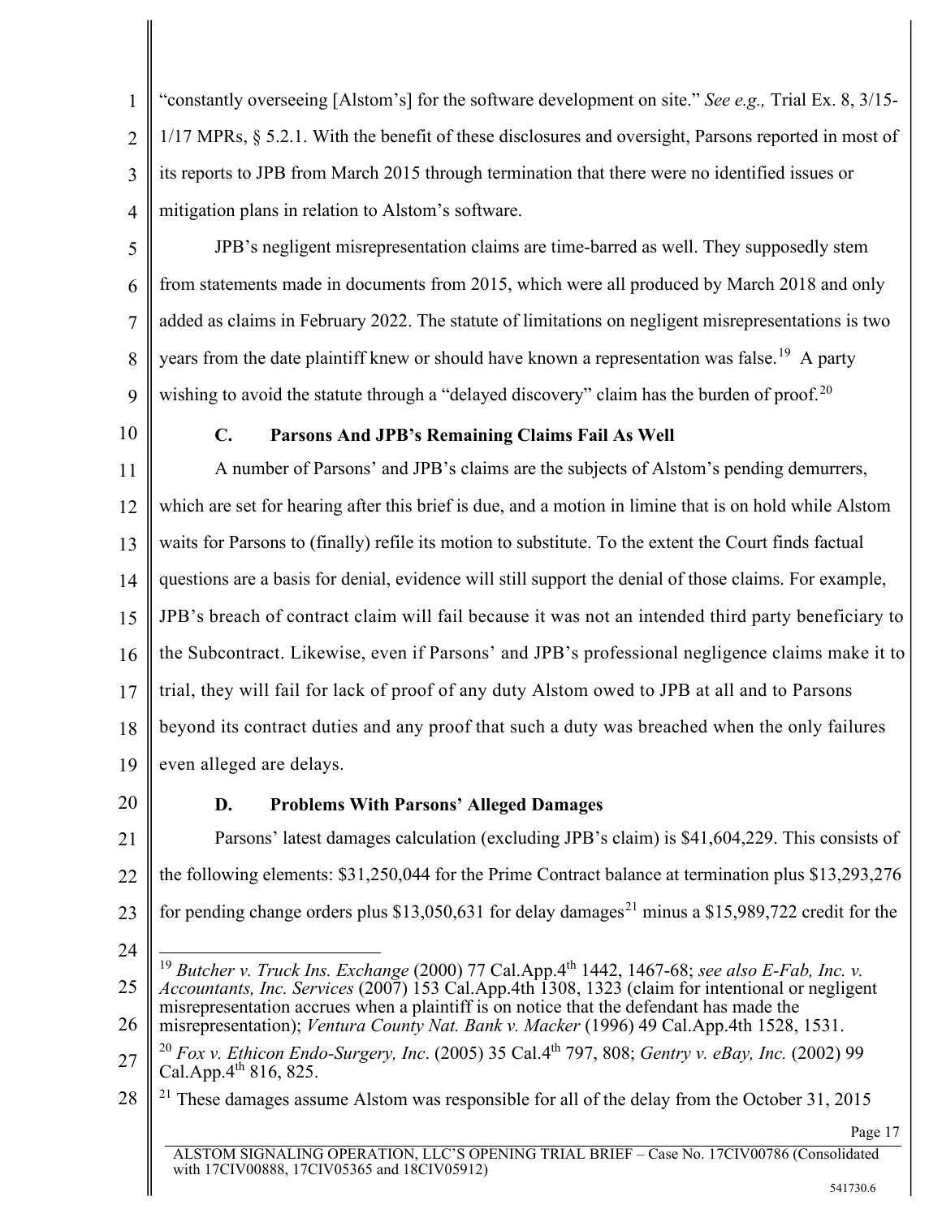"constantly overseeing [Alstom's] for the software development on site." *See e.g.,* Trial Ex. 8, 3/15-1/17 MPRs, § 5.2.1. With the benefit of these disclosures and oversight, Parsons reported in most of its reports to JPB from March 2015 through termination that there were no identified issues or mitigation plans in relation to Alstom's software.

JPB's negligent misrepresentation claims are time-barred as well. They supposedly stem from statements made in documents from 2015, which were all produced by March 2018 and only added as claims in February 2022. The statute of limitations on negligent misrepresentations is two years from the date plaintiff knew or should have known a representation was false.[19] A party wishing to avoid the statute through a "delayed discovery" claim has the burden of proof.[20]

### C. Parsons And JPB's Remaining Claims Fail As Well

A number of Parsons' and JPB's claims are the subjects of Alstom's pending demurrers, which are set for hearing after this brief is due, and a motion in limine that is on hold while Alstom waits for Parsons to (finally) refile its motion to substitute. To the extent the Court finds factual questions are a basis for denial, evidence will still support the denial of those claims. For example, JPB's breach of contract claim will fail because it was not an intended third party beneficiary to the Subcontract. Likewise, even if Parsons' and JPB's professional negligence claims make it to trial, they will fail for lack of proof of any duty Alstom owed to JPB at all and to Parsons beyond its contract duties and any proof that such a duty was breached when the only failures even alleged are delays.

### D. Problems With Parsons' Alleged Damages

Parsons' latest damages calculation (excluding JPB's claim) is $41,604,229. This consists of the following elements: $31,250,044 for the Prime Contract balance at termination plus $13,293,276 for pending change orders plus $13,050,631 for delay damages[21] minus a $15,989,722 credit for the

---

[19] *Butcher v. Truck Ins. Exchange* (2000) 77 Cal.App.4th 1442, 1467-68; *see also E-Fab, Inc. v. Accountants, Inc. Services* (2007) 153 Cal.App.4th 1308, 1323 (claim for intentional or negligent misrepresentation accrues when a plaintiff is on notice that the defendant has made the misrepresentation); *Ventura County Nat. Bank v. Macker* (1996) 49 Cal.App.4th 1528, 1531.

[20] *Fox v. Ethicon Endo-Surgery, Inc*. (2005) 35 Cal.4th 797, 808; *Gentry v. eBay, Inc.* (2002) 99 Cal.App.4th 816, 825.

[21] These damages assume Alstom was responsible for all of the delay from the October 31, 2015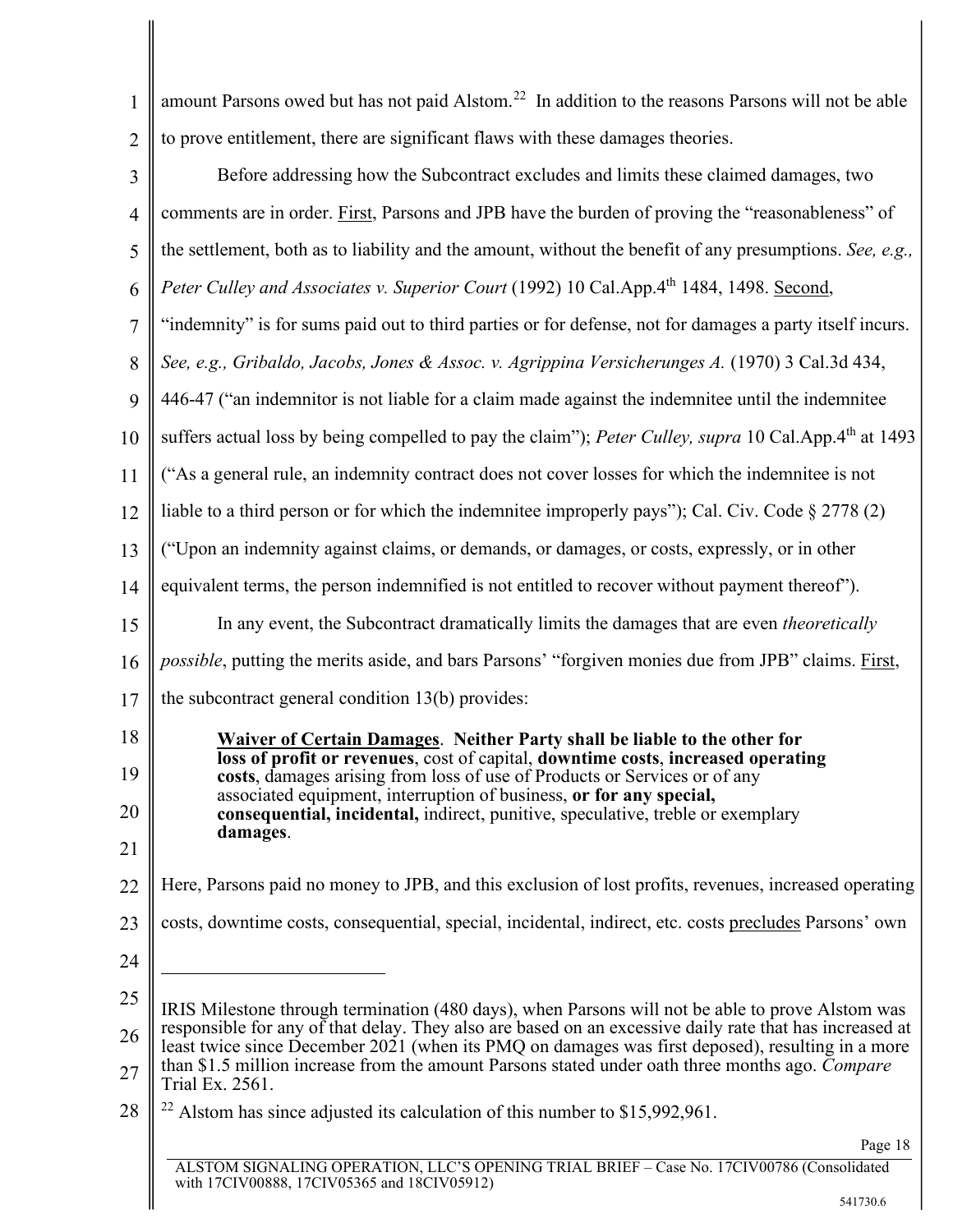amount Parsons owed but has not paid Alstom.[22] In addition to the reasons Parsons will not be able to prove entitlement, there are significant flaws with these damages theories.

Before addressing how the Subcontract excludes and limits these claimed damages, two comments are in order. First, Parsons and JPB have the burden of proving the "reasonableness" of the settlement, both as to liability and the amount, without the benefit of any presumptions. *See, e.g., Peter Culley and Associates v. Superior Court* (1992) 10 Cal.App.4th 1484, 1498. Second, "indemnity" is for sums paid out to third parties or for defense, not for damages a party itself incurs. *See, e.g., Gribaldo, Jacobs, Jones & Assoc. v. Agrippina Versicherunges A.* (1970) 3 Cal.3d 434, 446-47 ("an indemnitor is not liable for a claim made against the indemnitee until the indemnitee suffers actual loss by being compelled to pay the claim"); *Peter Culley, supra* 10 Cal.App.4th at 1493 ("As a general rule, an indemnity contract does not cover losses for which the indemnitee is not liable to a third person or for which the indemnitee improperly pays"); Cal. Civ. Code § 2778 (2) ("Upon an indemnity against claims, or demands, or damages, or costs, expressly, or in other equivalent terms, the person indemnified is not entitled to recover without payment thereof").

In any event, the Subcontract dramatically limits the damages that are even *theoretically possible*, putting the merits aside, and bars Parsons' "forgiven monies due from JPB" claims. First, the subcontract general condition 13(b) provides:

> **Waiver of Certain Damages**. **Neither Party shall be liable to the other for loss of profit or revenues**, cost of capital, **downtime costs**, **increased operating costs**, damages arising from loss of use of Products or Services or of any associated equipment, interruption of business, **or for any special, consequential, incidental,** indirect, punitive, speculative, treble or exemplary **damages**.

Here, Parsons paid no money to JPB, and this exclusion of lost profits, revenues, increased operating costs, downtime costs, consequential, special, incidental, indirect, etc. costs precludes Parsons' own

---

IRIS Milestone through termination (480 days), when Parsons will not be able to prove Alstom was responsible for any of that delay. They also are based on an excessive daily rate that has increased at least twice since December 2021 (when its PMQ on damages was first deposed), resulting in a more than $1.5 million increase from the amount Parsons stated under oath three months ago. *Compare* Trial Ex. 2561.

[22] Alstom has since adjusted its calculation of this number to $15,992,961.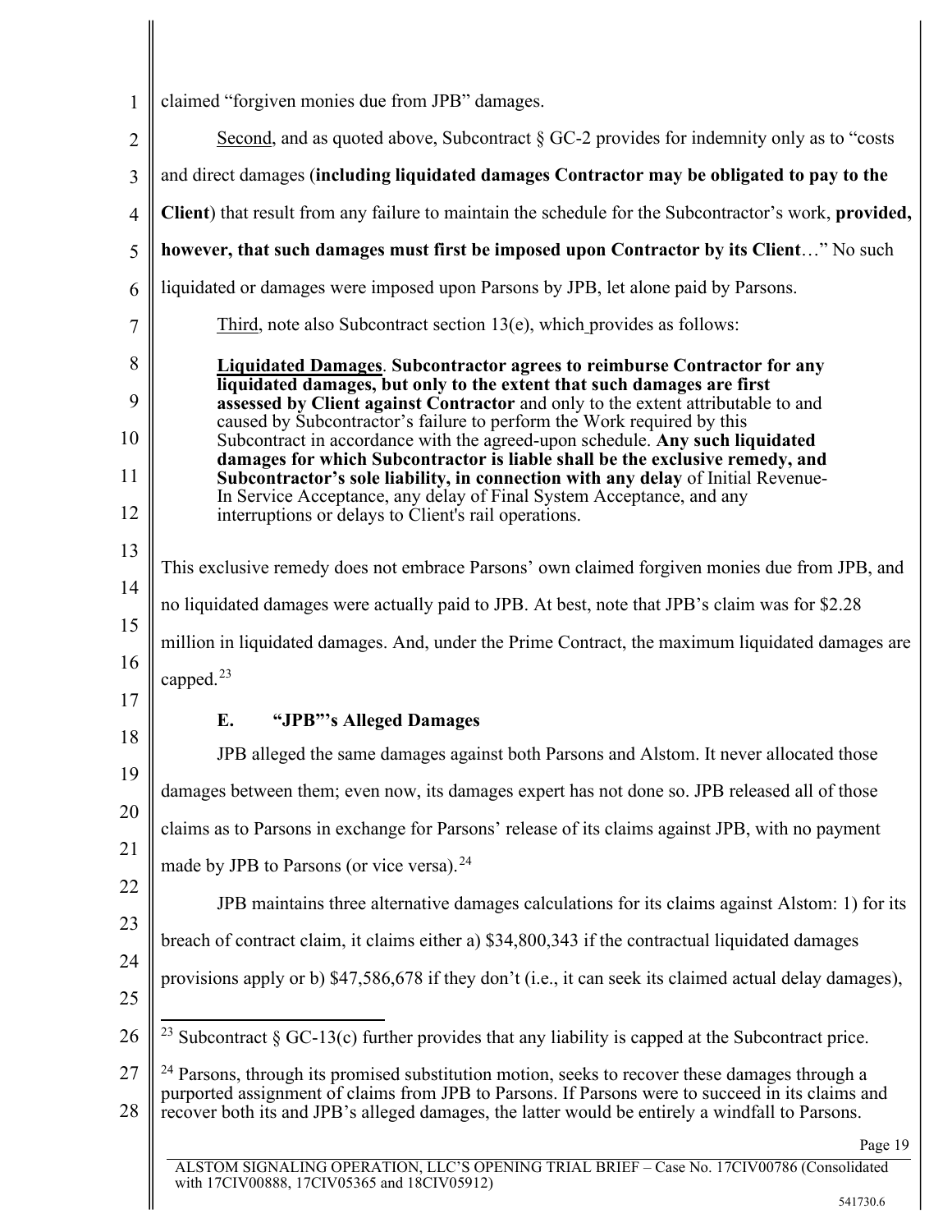claimed "forgiven monies due from JPB" damages.

Second, and as quoted above, Subcontract § GC-2 provides for indemnity only as to "costs and direct damages (**including liquidated damages Contractor may be obligated to pay to the Client**) that result from any failure to maintain the schedule for the Subcontractor's work, **provided, however, that such damages must first be imposed upon Contractor by its Client**…" No such liquidated or damages were imposed upon Parsons by JPB, let alone paid by Parsons.

Third, note also Subcontract section 13(e), which provides as follows:

> **Liquidated Damages**. **Subcontractor agrees to reimburse Contractor for any liquidated damages, but only to the extent that such damages are first assessed by Client against Contractor** and only to the extent attributable to and caused by Subcontractor's failure to perform the Work required by this Subcontract in accordance with the agreed-upon schedule. **Any such liquidated damages for which Subcontractor is liable shall be the exclusive remedy, and Subcontractor's sole liability, in connection with any delay** of Initial Revenue-In Service Acceptance, any delay of Final System Acceptance, and any interruptions or delays to Client's rail operations.

This exclusive remedy does not embrace Parsons' own claimed forgiven monies due from JPB, and no liquidated damages were actually paid to JPB. At best, note that JPB's claim was for $2.28 million in liquidated damages. And, under the Prime Contract, the maximum liquidated damages are capped.[23]

### E. "JPB"'s Alleged Damages

JPB alleged the same damages against both Parsons and Alstom. It never allocated those damages between them; even now, its damages expert has not done so. JPB released all of those claims as to Parsons in exchange for Parsons' release of its claims against JPB, with no payment made by JPB to Parsons (or vice versa).[24]

JPB maintains three alternative damages calculations for its claims against Alstom: 1) for its breach of contract claim, it claims either a) $34,800,343 if the contractual liquidated damages provisions apply or b) $47,586,678 if they don't (i.e., it can seek its claimed actual delay damages),

---

[23] Subcontract § GC-13(c) further provides that any liability is capped at the Subcontract price.

[24] Parsons, through its promised substitution motion, seeks to recover these damages through a purported assignment of claims from JPB to Parsons. If Parsons were to succeed in its claims and recover both its and JPB's alleged damages, the latter would be entirely a windfall to Parsons.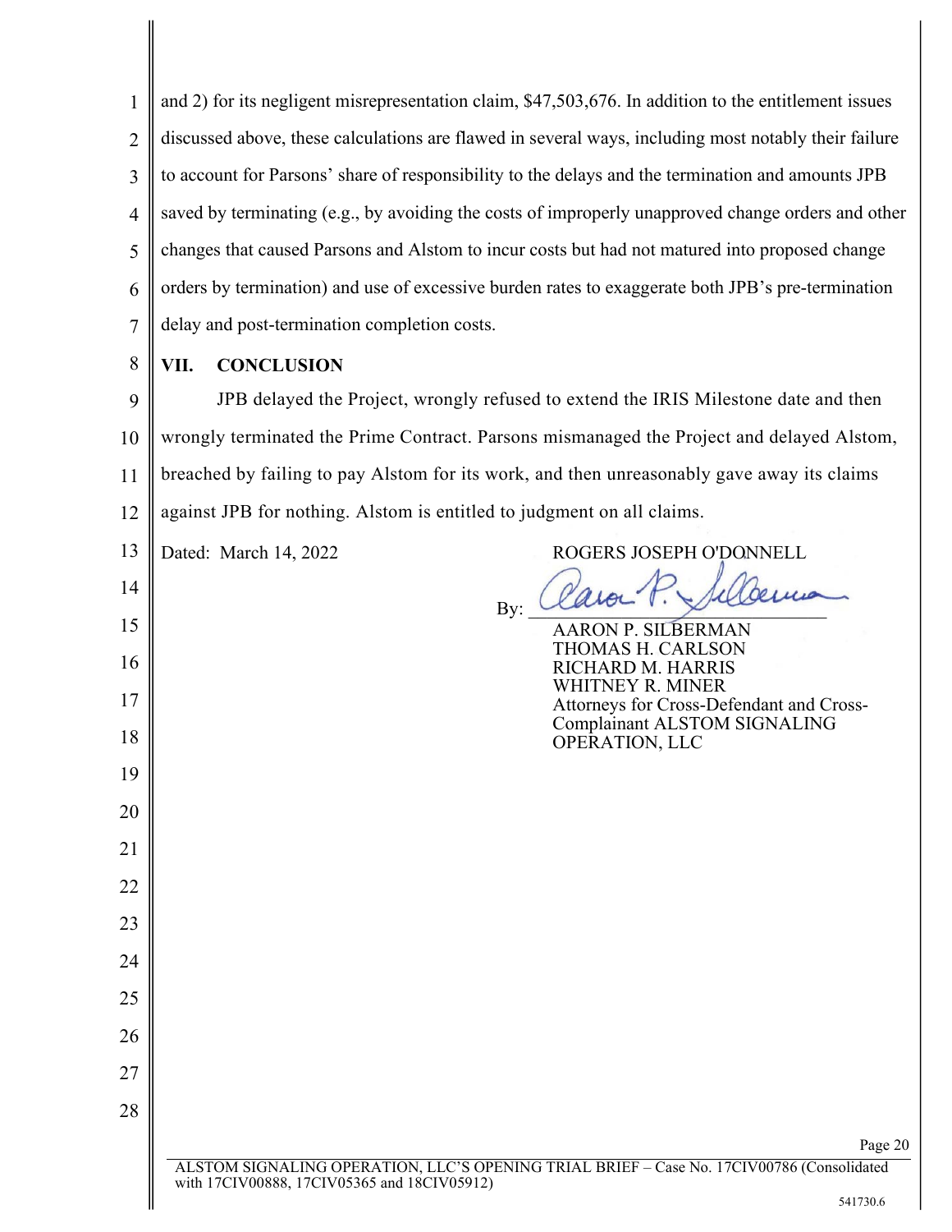and 2) for its negligent misrepresentation claim, $47,503,676. In addition to the entitlement issues discussed above, these calculations are flawed in several ways, including most notably their failure to account for Parsons' share of responsibility to the delays and the termination and amounts JPB saved by terminating (e.g., by avoiding the costs of improperly unapproved change orders and other changes that caused Parsons and Alstom to incur costs but had not matured into proposed change orders by termination) and use of excessive burden rates to exaggerate both JPB's pre-termination delay and post-termination completion costs.

## VII. CONCLUSION

JPB delayed the Project, wrongly refused to extend the IRIS Milestone date and then wrongly terminated the Prime Contract. Parsons mismanaged the Project and delayed Alstom, breached by failing to pay Alstom for its work, and then unreasonably gave away its claims against JPB for nothing. Alstom is entitled to judgment on all claims.

Dated: March 14, 2022

ROGERS JOSEPH O'DONNELL

By: [signature]

AARON P. SILBERMAN
THOMAS H. CARLSON
RICHARD M. HARRIS
WHITNEY R. MINER
Attorneys for Cross-Defendant and Cross-Complainant ALSTOM SIGNALING OPERATION, LLC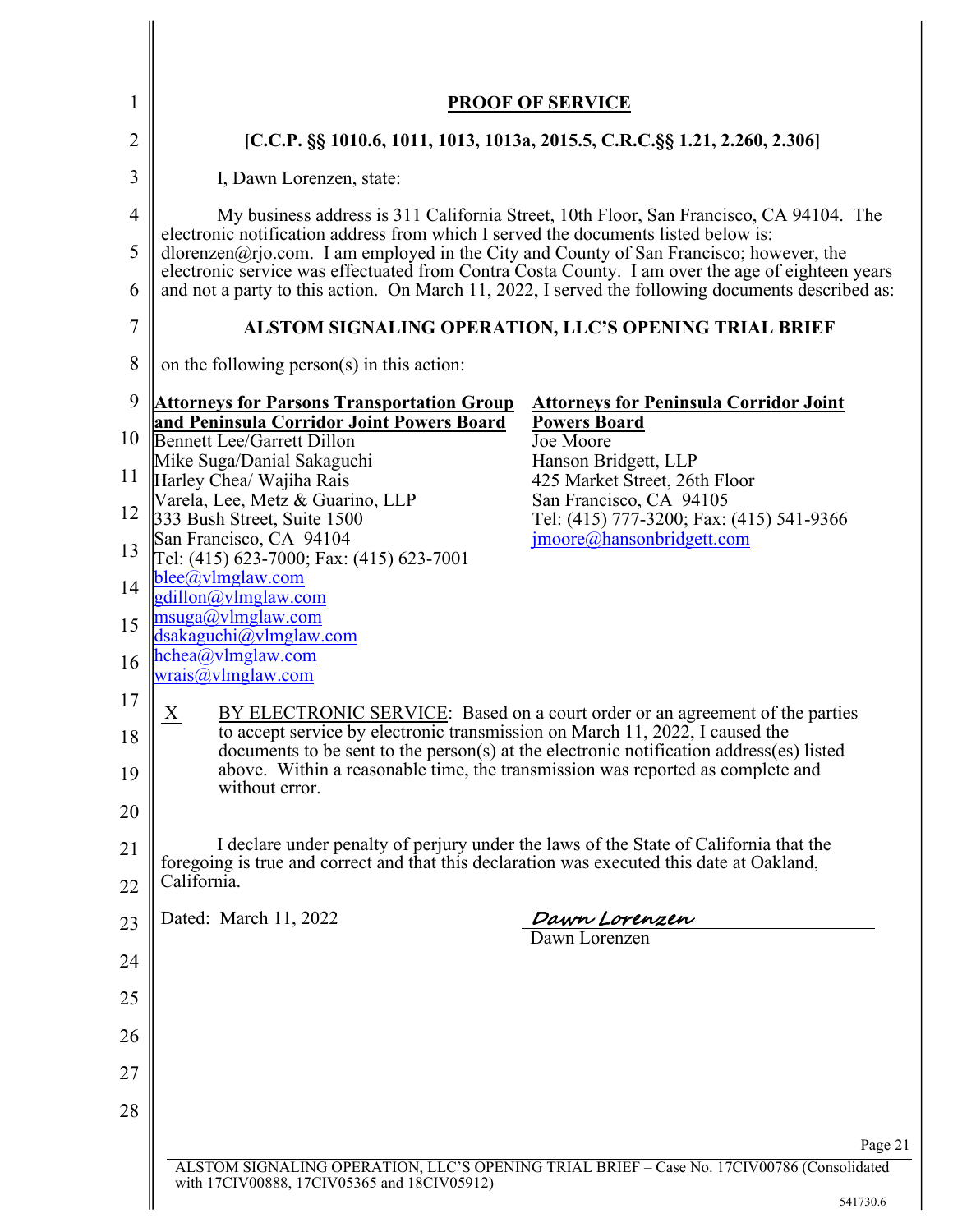# PROOF OF SERVICE

**[C.C.P. §§ 1010.6, 1011, 1013, 1013a, 2015.5, C.R.C.§§ 1.21, 2.260, 2.306]**

I, Dawn Lorenzen, state:

My business address is 311 California Street, 10th Floor, San Francisco, CA 94104. The electronic notification address from which I served the documents listed below is: dlorenzen@rjo.com. I am employed in the City and County of San Francisco; however, the electronic service was effectuated from Contra Costa County. I am over the age of eighteen years and not a party to this action. On March 11, 2022, I served the following documents described as:

**ALSTOM SIGNALING OPERATION, LLC'S OPENING TRIAL BRIEF**

on the following person(s) in this action:

**Attorneys for Parsons Transportation Group and Peninsula Corridor Joint Powers Board**
Bennett Lee/Garrett Dillon
Mike Suga/Danial Sakaguchi
Harley Chea/ Wajiha Rais
Varela, Lee, Metz & Guarino, LLP
333 Bush Street, Suite 1500
San Francisco, CA 94104
Tel: (415) 623-7000; Fax: (415) 623-7001
blee@vlmglaw.com
gdillon@vlmglaw.com
msuga@vlmglaw.com
dsakaguchi@vlmglaw.com
hchea@vlmglaw.com
wrais@vlmglaw.com

**Attorneys for Peninsula Corridor Joint Powers Board**
Joe Moore
Hanson Bridgett, LLP
425 Market Street, 26th Floor
San Francisco, CA 94105
Tel: (415) 777-3200; Fax: (415) 541-9366
jmoore@hansonbridgett.com

X BY ELECTRONIC SERVICE: Based on a court order or an agreement of the parties to accept service by electronic transmission on March 11, 2022, I caused the documents to be sent to the person(s) at the electronic notification address(es) listed above. Within a reasonable time, the transmission was reported as complete and without error.

I declare under penalty of perjury under the laws of the State of California that the foregoing is true and correct and that this declaration was executed this date at Oakland, California.

Dated: March 11, 2022

*Dawn Lorenzen*
Dawn Lorenzen